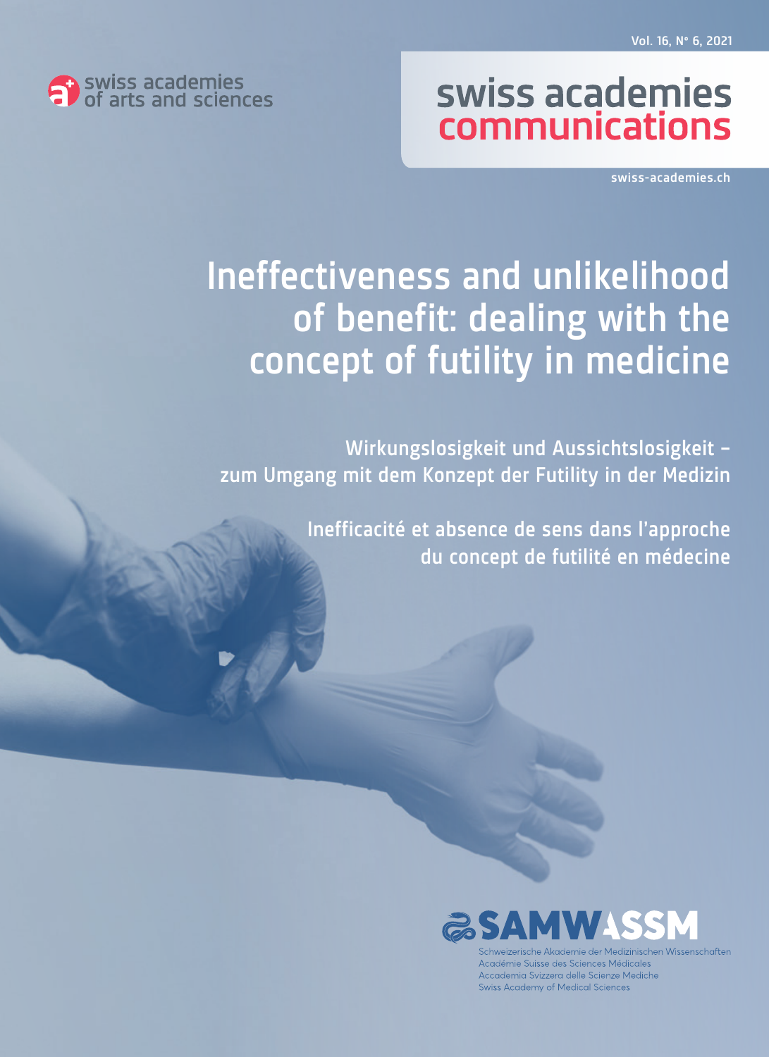Vol. 16, N° 6, 2021

swiss academies of arts and sciences

# swiss academies communications

swiss-academies.ch

# Ineffectiveness and unlikelihood of benefit: dealing with the concept of futility in medicine

## Wirkungslosigkeit und Aussichtslosigkeit – zum Umgang mit dem Konzept der Futility in der Medizin

## Inefficacité et absence de sens dans l'approche du concept de futilité en médecine

SAMW ASSM

Schweizerische Akademie der Medizinischen Wissenschaften
Académie Suisse des Sciences Médicales
Accademia Svizzera delle Scienze Mediche
Swiss Academy of Medical Sciences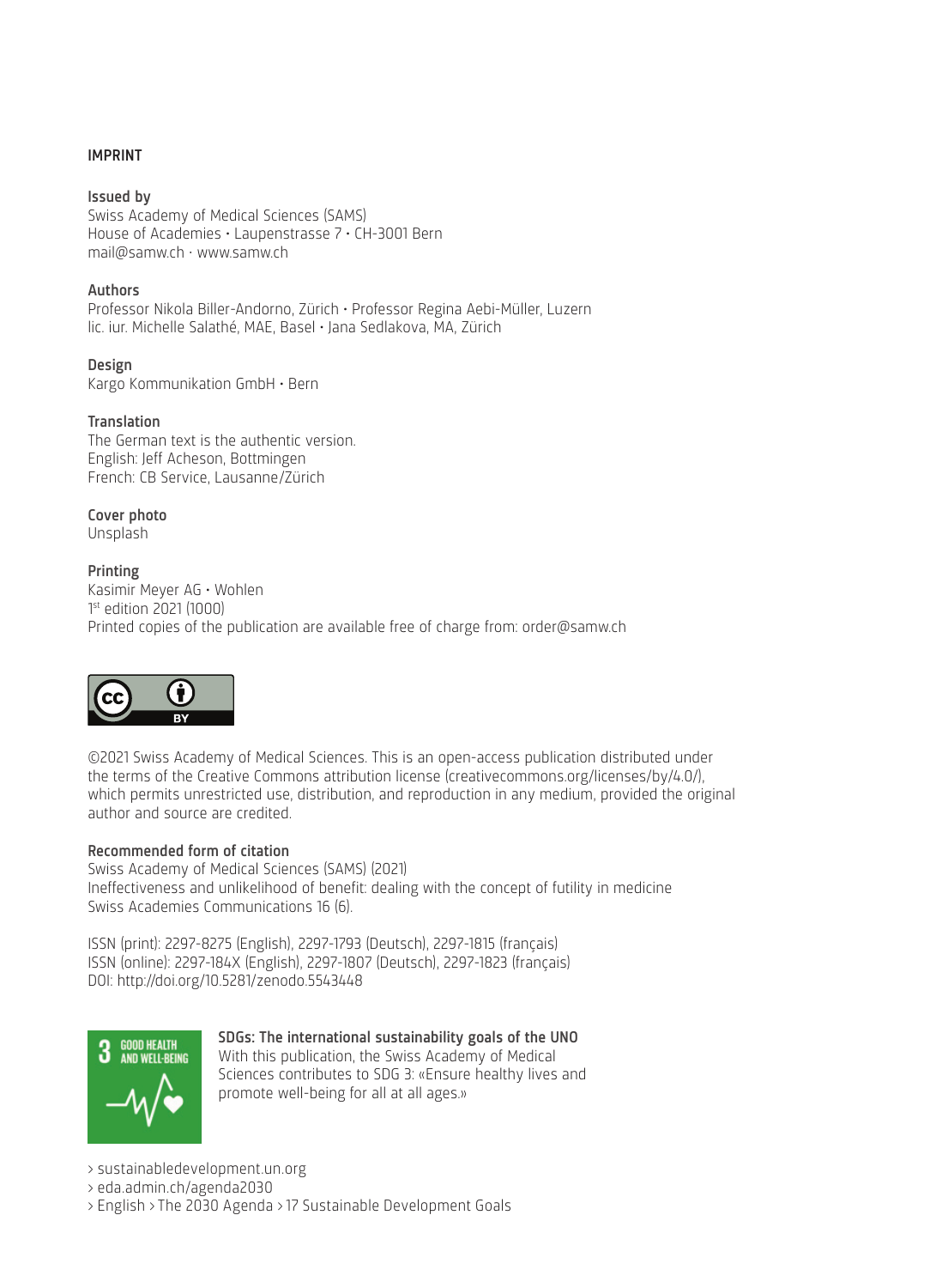## IMPRINT

**Issued by**
Swiss Academy of Medical Sciences (SAMS)
House of Academies • Laupenstrasse 7 • CH-3001 Bern
mail@samw.ch · www.samw.ch

**Authors**
Professor Nikola Biller-Andorno, Zürich • Professor Regina Aebi-Müller, Luzern
lic. iur. Michelle Salathé, MAE, Basel • Jana Sedlakova, MA, Zürich

**Design**
Kargo Kommunikation GmbH • Bern

**Translation**
The German text is the authentic version.
English: Jeff Acheson, Bottmingen
French: CB Service, Lausanne/Zürich

**Cover photo**
Unsplash

**Printing**
Kasimir Meyer AG • Wohlen
1st edition 2021 (1000)
Printed copies of the publication are available free of charge from: order@samw.ch

©2021 Swiss Academy of Medical Sciences. This is an open-access publication distributed under the terms of the Creative Commons attribution license (creativecommons.org/licenses/by/4.0/), which permits unrestricted use, distribution, and reproduction in any medium, provided the original author and source are credited.

**Recommended form of citation**
Swiss Academy of Medical Sciences (SAMS) (2021)
Ineffectiveness and unlikelihood of benefit: dealing with the concept of futility in medicine
Swiss Academies Communications 16 (6).

ISSN (print): 2297-8275 (English), 2297-1793 (Deutsch), 2297-1815 (français)
ISSN (online): 2297-184X (English), 2297-1807 (Deutsch), 2297-1823 (français)
DOI: http://doi.org/10.5281/zenodo.5543448

**SDGs: The international sustainability goals of the UNO**
With this publication, the Swiss Academy of Medical Sciences contributes to SDG 3: «Ensure healthy lives and promote well-being for all at all ages.»

> sustainabledevelopment.un.org
> eda.admin.ch/agenda2030
> English > The 2030 Agenda > 17 Sustainable Development Goals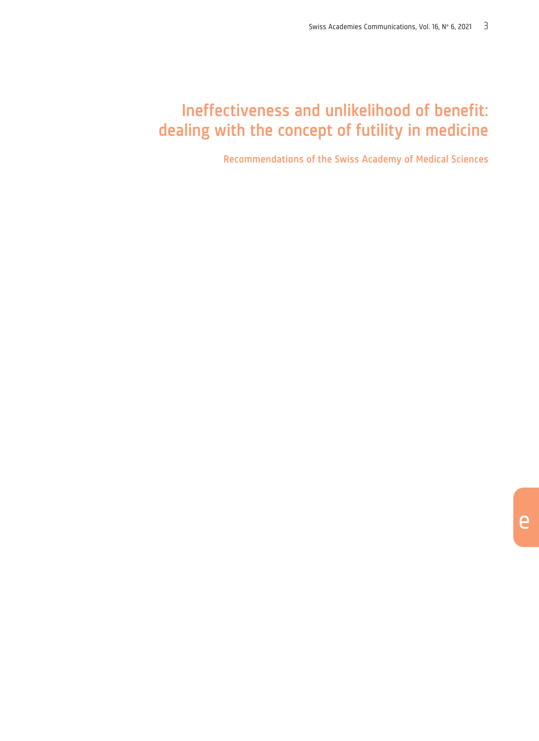# Ineffectiveness and unlikelihood of benefit: dealing with the concept of futility in medicine

Recommendations of the Swiss Academy of Medical Sciences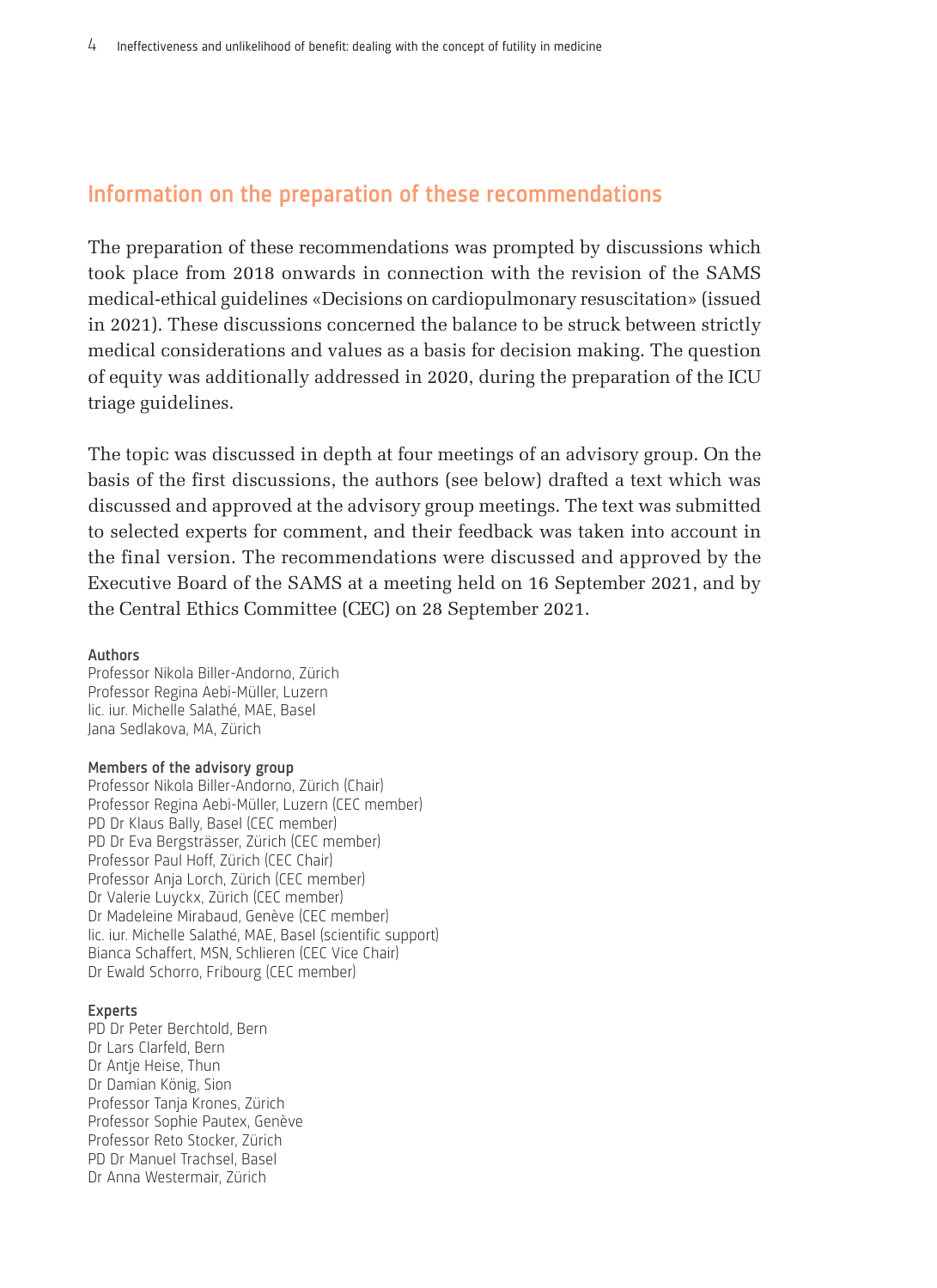## Information on the preparation of these recommendations

The preparation of these recommendations was prompted by discussions which took place from 2018 onwards in connection with the revision of the SAMS medical-ethical guidelines «Decisions on cardiopulmonary resuscitation» (issued in 2021). These discussions concerned the balance to be struck between strictly medical considerations and values as a basis for decision making. The question of equity was additionally addressed in 2020, during the preparation of the ICU triage guidelines.

The topic was discussed in depth at four meetings of an advisory group. On the basis of the first discussions, the authors (see below) drafted a text which was discussed and approved at the advisory group meetings. The text was submitted to selected experts for comment, and their feedback was taken into account in the final version. The recommendations were discussed and approved by the Executive Board of the SAMS at a meeting held on 16 September 2021, and by the Central Ethics Committee (CEC) on 28 September 2021.

**Authors**
Professor Nikola Biller-Andorno, Zürich
Professor Regina Aebi-Müller, Luzern
lic. iur. Michelle Salathé, MAE, Basel
Jana Sedlakova, MA, Zürich

**Members of the advisory group**
Professor Nikola Biller-Andorno, Zürich (Chair)
Professor Regina Aebi-Müller, Luzern (CEC member)
PD Dr Klaus Bally, Basel (CEC member)
PD Dr Eva Bergsträsser, Zürich (CEC member)
Professor Paul Hoff, Zürich (CEC Chair)
Professor Anja Lorch, Zürich (CEC member)
Dr Valerie Luyckx, Zürich (CEC member)
Dr Madeleine Mirabaud, Genève (CEC member)
lic. iur. Michelle Salathé, MAE, Basel (scientific support)
Bianca Schaffert, MSN, Schlieren (CEC Vice Chair)
Dr Ewald Schorro, Fribourg (CEC member)

**Experts**
PD Dr Peter Berchtold, Bern
Dr Lars Clarfeld, Bern
Dr Antje Heise, Thun
Dr Damian König, Sion
Professor Tanja Krones, Zürich
Professor Sophie Pautex, Genève
Professor Reto Stocker, Zürich
PD Dr Manuel Trachsel, Basel
Dr Anna Westermair, Zürich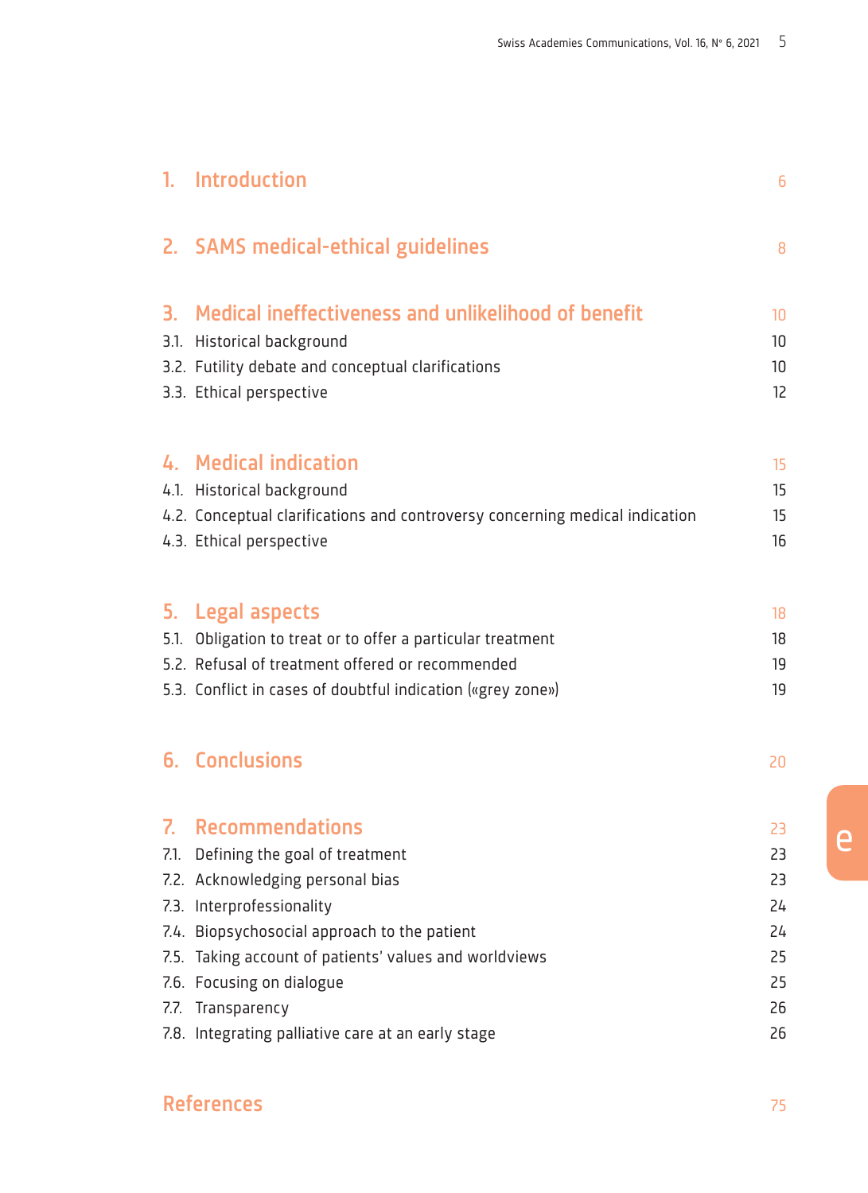| | | |
|---|---|---|
| **1.** | **Introduction** | **6** |
| **2.** | **SAMS medical-ethical guidelines** | **8** |
| **3.** | **Medical ineffectiveness and unlikelihood of benefit** | **10** |
| 3.1. | Historical background | 10 |
| 3.2. | Futility debate and conceptual clarifications | 10 |
| 3.3. | Ethical perspective | 12 |
| **4.** | **Medical indication** | **15** |
| 4.1. | Historical background | 15 |
| 4.2. | Conceptual clarifications and controversy concerning medical indication | 15 |
| 4.3. | Ethical perspective | 16 |
| **5.** | **Legal aspects** | **18** |
| 5.1. | Obligation to treat or to offer a particular treatment | 18 |
| 5.2. | Refusal of treatment offered or recommended | 19 |
| 5.3. | Conflict in cases of doubtful indication («grey zone») | 19 |
| **6.** | **Conclusions** | **20** |
| **7.** | **Recommendations** | **23** |
| 7.1. | Defining the goal of treatment | 23 |
| 7.2. | Acknowledging personal bias | 23 |
| 7.3. | Interprofessionality | 24 |
| 7.4. | Biopsychosocial approach to the patient | 24 |
| 7.5. | Taking account of patients' values and worldviews | 25 |
| 7.6. | Focusing on dialogue | 25 |
| 7.7. | Transparency | 26 |
| 7.8. | Integrating palliative care at an early stage | 26 |
| | **References** | **75** |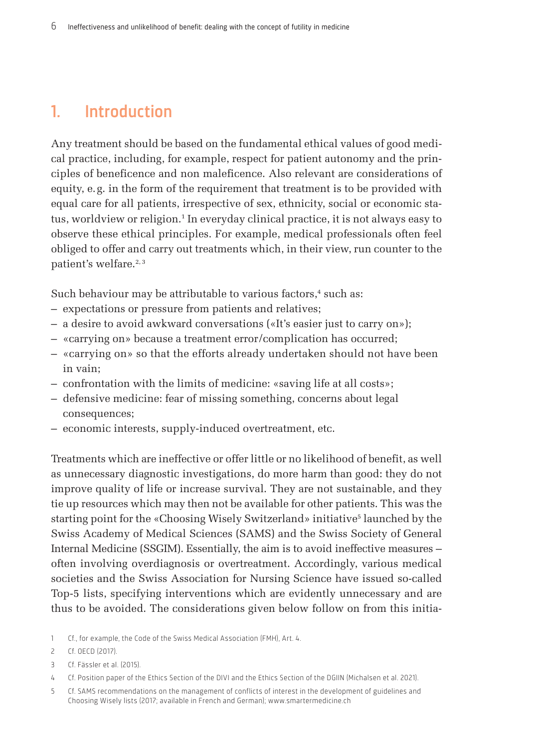# 1. Introduction

Any treatment should be based on the fundamental ethical values of good medical practice, including, for example, respect for patient autonomy and the principles of beneficence and non maleficence. Also relevant are considerations of equity, e.g. in the form of the requirement that treatment is to be provided with equal care for all patients, irrespective of sex, ethnicity, social or economic status, worldview or religion.[1] In everyday clinical practice, it is not always easy to observe these ethical principles. For example, medical professionals often feel obliged to offer and carry out treatments which, in their view, run counter to the patient's welfare.[2, 3]

Such behaviour may be attributable to various factors,[4] such as:

- expectations or pressure from patients and relatives;
- a desire to avoid awkward conversations («It's easier just to carry on»);
- «carrying on» because a treatment error/complication has occurred;
- «carrying on» so that the efforts already undertaken should not have been in vain;
- confrontation with the limits of medicine: «saving life at all costs»;
- defensive medicine: fear of missing something, concerns about legal consequences;
- economic interests, supply-induced overtreatment, etc.

Treatments which are ineffective or offer little or no likelihood of benefit, as well as unnecessary diagnostic investigations, do more harm than good: they do not improve quality of life or increase survival. They are not sustainable, and they tie up resources which may then not be available for other patients. This was the starting point for the «Choosing Wisely Switzerland» initiative[5] launched by the Swiss Academy of Medical Sciences (SAMS) and the Swiss Society of General Internal Medicine (SSGIM). Essentially, the aim is to avoid ineffective measures – often involving overdiagnosis or overtreatment. Accordingly, various medical societies and the Swiss Association for Nursing Science have issued so-called Top-5 lists, specifying interventions which are evidently unnecessary and are thus to be avoided. The considerations given below follow on from this initia-

1 Cf., for example, the Code of the Swiss Medical Association (FMH), Art. 4.

2 Cf. OECD (2017).

3 Cf. Fässler et al. (2015).

4 Cf. Position paper of the Ethics Section of the DIVI and the Ethics Section of the DGIIN (Michalsen et al. 2021).

5 Cf. SAMS recommendations on the management of conflicts of interest in the development of guidelines and Choosing Wisely lists (2017; available in French and German); www.smartermedicine.ch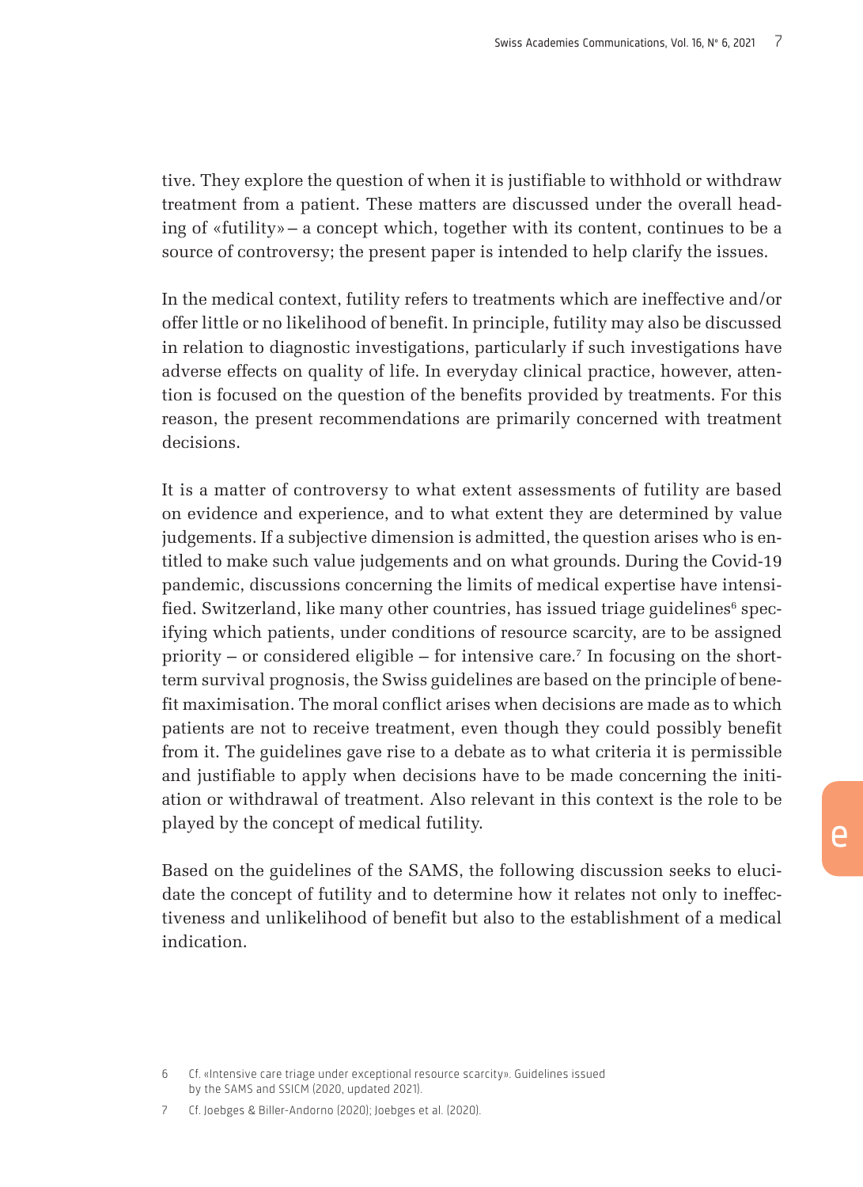tive. They explore the question of when it is justifiable to withhold or withdraw treatment from a patient. These matters are discussed under the overall heading of «futility» – a concept which, together with its content, continues to be a source of controversy; the present paper is intended to help clarify the issues.

In the medical context, futility refers to treatments which are ineffective and/or offer little or no likelihood of benefit. In principle, futility may also be discussed in relation to diagnostic investigations, particularly if such investigations have adverse effects on quality of life. In everyday clinical practice, however, attention is focused on the question of the benefits provided by treatments. For this reason, the present recommendations are primarily concerned with treatment decisions.

It is a matter of controversy to what extent assessments of futility are based on evidence and experience, and to what extent they are determined by value judgements. If a subjective dimension is admitted, the question arises who is entitled to make such value judgements and on what grounds. During the Covid-19 pandemic, discussions concerning the limits of medical expertise have intensified. Switzerland, like many other countries, has issued triage guidelines[6] specifying which patients, under conditions of resource scarcity, are to be assigned priority – or considered eligible – for intensive care.[7] In focusing on the short-term survival prognosis, the Swiss guidelines are based on the principle of benefit maximisation. The moral conflict arises when decisions are made as to which patients are not to receive treatment, even though they could possibly benefit from it. The guidelines gave rise to a debate as to what criteria it is permissible and justifiable to apply when decisions have to be made concerning the initiation or withdrawal of treatment. Also relevant in this context is the role to be played by the concept of medical futility.

Based on the guidelines of the SAMS, the following discussion seeks to elucidate the concept of futility and to determine how it relates not only to ineffectiveness and unlikelihood of benefit but also to the establishment of a medical indication.

---

6 Cf. «Intensive care triage under exceptional resource scarcity». Guidelines issued by the SAMS and SSICM (2020, updated 2021).

7 Cf. Joebges & Biller-Andorno (2020); Joebges et al. (2020).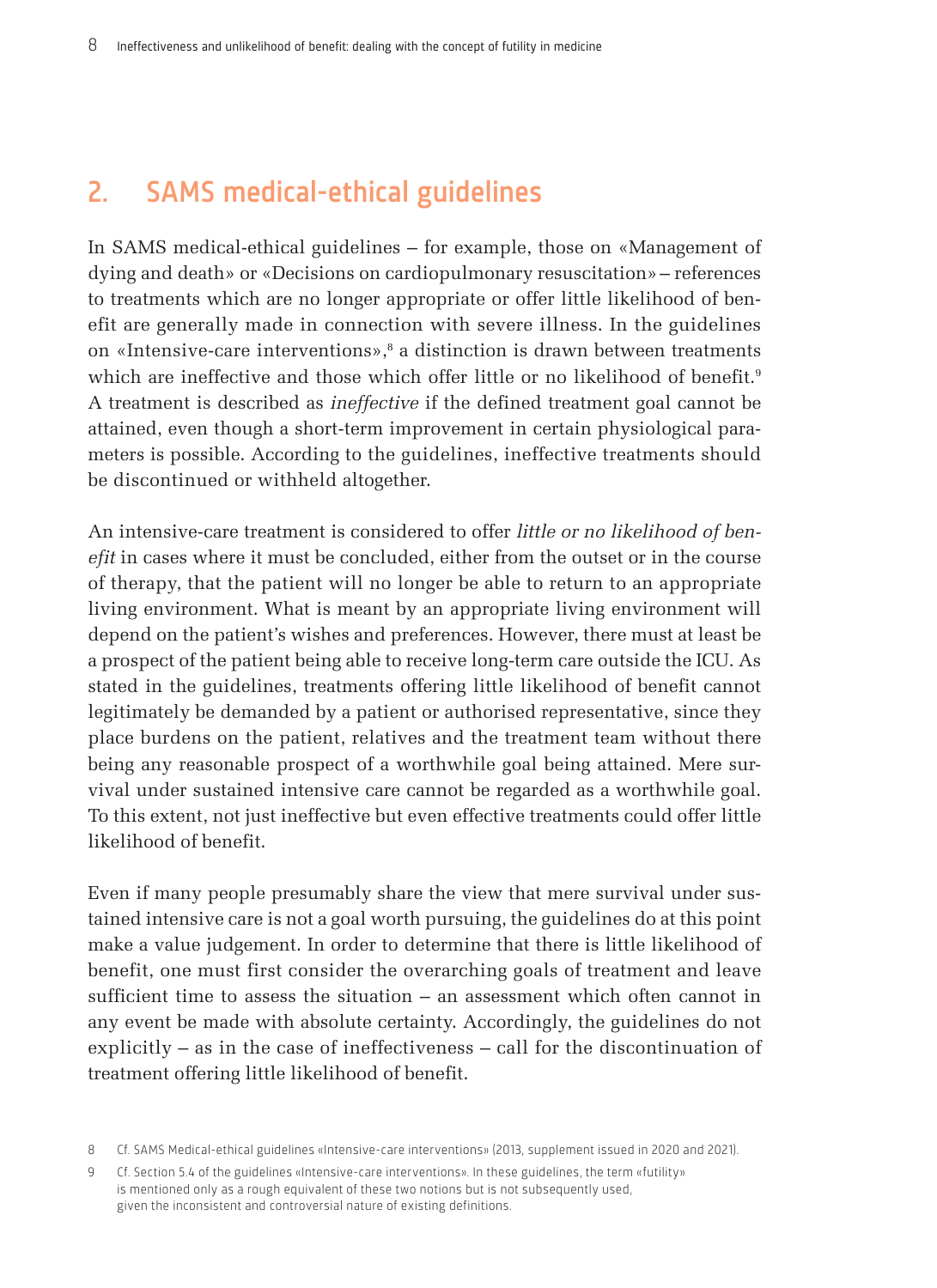## 2. SAMS medical-ethical guidelines

In SAMS medical-ethical guidelines – for example, those on «Management of dying and death» or «Decisions on cardiopulmonary resuscitation» – references to treatments which are no longer appropriate or offer little likelihood of benefit are generally made in connection with severe illness. In the guidelines on «Intensive-care interventions»,[8] a distinction is drawn between treatments which are ineffective and those which offer little or no likelihood of benefit.[9] A treatment is described as *ineffective* if the defined treatment goal cannot be attained, even though a short-term improvement in certain physiological parameters is possible. According to the guidelines, ineffective treatments should be discontinued or withheld altogether.

An intensive-care treatment is considered to offer *little or no likelihood of benefit* in cases where it must be concluded, either from the outset or in the course of therapy, that the patient will no longer be able to return to an appropriate living environment. What is meant by an appropriate living environment will depend on the patient's wishes and preferences. However, there must at least be a prospect of the patient being able to receive long-term care outside the ICU. As stated in the guidelines, treatments offering little likelihood of benefit cannot legitimately be demanded by a patient or authorised representative, since they place burdens on the patient, relatives and the treatment team without there being any reasonable prospect of a worthwhile goal being attained. Mere survival under sustained intensive care cannot be regarded as a worthwhile goal. To this extent, not just ineffective but even effective treatments could offer little likelihood of benefit.

Even if many people presumably share the view that mere survival under sustained intensive care is not a goal worth pursuing, the guidelines do at this point make a value judgement. In order to determine that there is little likelihood of benefit, one must first consider the overarching goals of treatment and leave sufficient time to assess the situation – an assessment which often cannot in any event be made with absolute certainty. Accordingly, the guidelines do not explicitly – as in the case of ineffectiveness – call for the discontinuation of treatment offering little likelihood of benefit.

---

8 Cf. SAMS Medical-ethical guidelines «Intensive-care interventions» (2013, supplement issued in 2020 and 2021).

9 Cf. Section 5.4 of the guidelines «Intensive-care interventions». In these guidelines, the term «futility» is mentioned only as a rough equivalent of these two notions but is not subsequently used, given the inconsistent and controversial nature of existing definitions.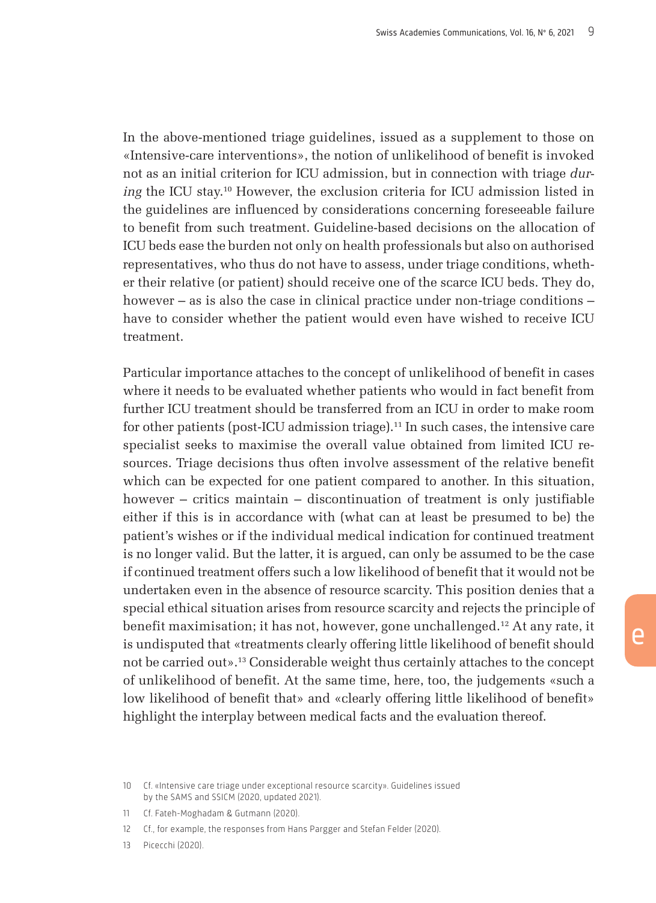In the above-mentioned triage guidelines, issued as a supplement to those on «Intensive-care interventions», the notion of unlikelihood of benefit is invoked not as an initial criterion for ICU admission, but in connection with triage *during* the ICU stay.[10] However, the exclusion criteria for ICU admission listed in the guidelines are influenced by considerations concerning foreseeable failure to benefit from such treatment. Guideline-based decisions on the allocation of ICU beds ease the burden not only on health professionals but also on authorised representatives, who thus do not have to assess, under triage conditions, whether their relative (or patient) should receive one of the scarce ICU beds. They do, however – as is also the case in clinical practice under non-triage conditions – have to consider whether the patient would even have wished to receive ICU treatment.

Particular importance attaches to the concept of unlikelihood of benefit in cases where it needs to be evaluated whether patients who would in fact benefit from further ICU treatment should be transferred from an ICU in order to make room for other patients (post-ICU admission triage).[11] In such cases, the intensive care specialist seeks to maximise the overall value obtained from limited ICU resources. Triage decisions thus often involve assessment of the relative benefit which can be expected for one patient compared to another. In this situation, however – critics maintain – discontinuation of treatment is only justifiable either if this is in accordance with (what can at least be presumed to be) the patient's wishes or if the individual medical indication for continued treatment is no longer valid. But the latter, it is argued, can only be assumed to be the case if continued treatment offers such a low likelihood of benefit that it would not be undertaken even in the absence of resource scarcity. This position denies that a special ethical situation arises from resource scarcity and rejects the principle of benefit maximisation; it has not, however, gone unchallenged.[12] At any rate, it is undisputed that «treatments clearly offering little likelihood of benefit should not be carried out».[13] Considerable weight thus certainly attaches to the concept of unlikelihood of benefit. At the same time, here, too, the judgements «such a low likelihood of benefit that» and «clearly offering little likelihood of benefit» highlight the interplay between medical facts and the evaluation thereof.

---

10 Cf. «Intensive care triage under exceptional resource scarcity». Guidelines issued by the SAMS and SSICM (2020, updated 2021).

11 Cf. Fateh-Moghadam & Gutmann (2020).

12 Cf., for example, the responses from Hans Pargger and Stefan Felder (2020).

13 Picecchi (2020).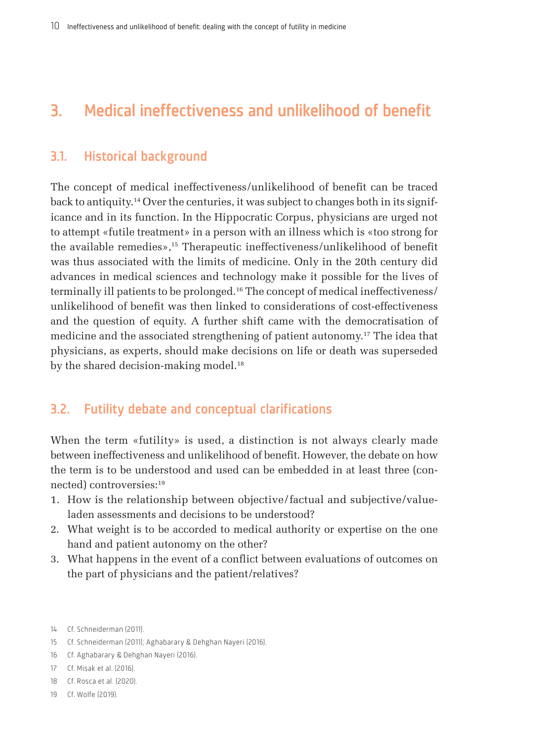# 3. Medical ineffectiveness and unlikelihood of benefit

## 3.1. Historical background

The concept of medical ineffectiveness/unlikelihood of benefit can be traced back to antiquity.[14] Over the centuries, it was subject to changes both in its significance and in its function. In the Hippocratic Corpus, physicians are urged not to attempt «futile treatment» in a person with an illness which is «too strong for the available remedies»,[15] Therapeutic ineffectiveness/unlikelihood of benefit was thus associated with the limits of medicine. Only in the 20th century did advances in medical sciences and technology make it possible for the lives of terminally ill patients to be prolonged.[16] The concept of medical ineffectiveness/unlikelihood of benefit was then linked to considerations of cost-effectiveness and the question of equity. A further shift came with the democratisation of medicine and the associated strengthening of patient autonomy.[17] The idea that physicians, as experts, should make decisions on life or death was superseded by the shared decision-making model.[18]

## 3.2. Futility debate and conceptual clarifications

When the term «futility» is used, a distinction is not always clearly made between ineffectiveness and unlikelihood of benefit. However, the debate on how the term is to be understood and used can be embedded in at least three (connected) controversies:[19]

1. How is the relationship between objective/factual and subjective/value-laden assessments and decisions to be understood?
2. What weight is to be accorded to medical authority or expertise on the one hand and patient autonomy on the other?
3. What happens in the event of a conflict between evaluations of outcomes on the part of physicians and the patient/relatives?

---

14 Cf. Schneiderman (2011).

15 Cf. Schneiderman (2011); Aghabarary & Dehghan Nayeri (2016).

16 Cf. Aghabarary & Dehghan Nayeri (2016).

17 Cf. Misak et al. (2016).

18 Cf. Rosca et al. (2020).

19 Cf. Wolfe (2019).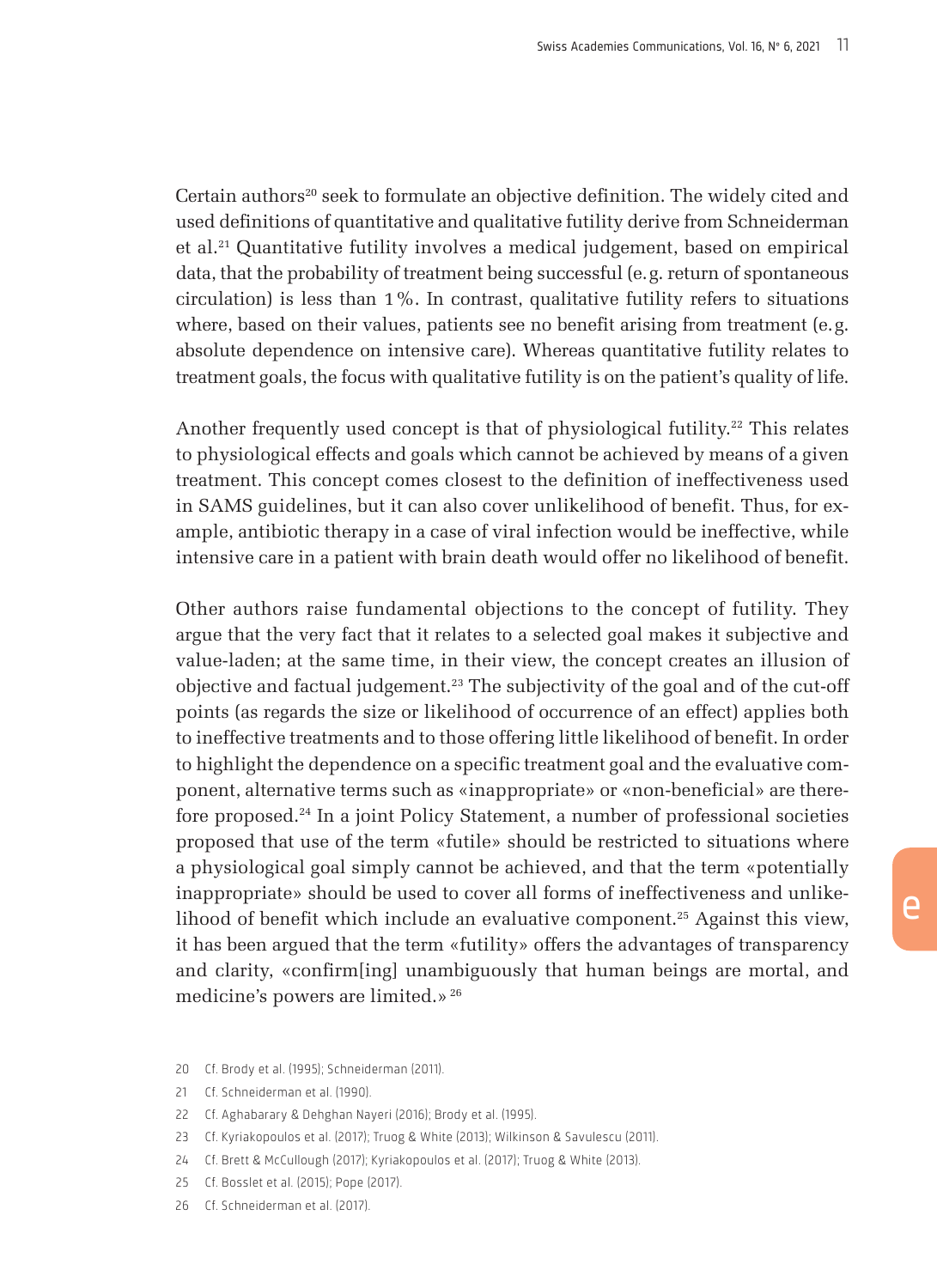Certain authors[20] seek to formulate an objective definition. The widely cited and used definitions of quantitative and qualitative futility derive from Schneiderman et al.[21] Quantitative futility involves a medical judgement, based on empirical data, that the probability of treatment being successful (e.g. return of spontaneous circulation) is less than 1%. In contrast, qualitative futility refers to situations where, based on their values, patients see no benefit arising from treatment (e.g. absolute dependence on intensive care). Whereas quantitative futility relates to treatment goals, the focus with qualitative futility is on the patient's quality of life.

Another frequently used concept is that of physiological futility.[22] This relates to physiological effects and goals which cannot be achieved by means of a given treatment. This concept comes closest to the definition of ineffectiveness used in SAMS guidelines, but it can also cover unlikelihood of benefit. Thus, for example, antibiotic therapy in a case of viral infection would be ineffective, while intensive care in a patient with brain death would offer no likelihood of benefit.

Other authors raise fundamental objections to the concept of futility. They argue that the very fact that it relates to a selected goal makes it subjective and value-laden; at the same time, in their view, the concept creates an illusion of objective and factual judgement.[23] The subjectivity of the goal and of the cut-off points (as regards the size or likelihood of occurrence of an effect) applies both to ineffective treatments and to those offering little likelihood of benefit. In order to highlight the dependence on a specific treatment goal and the evaluative component, alternative terms such as «inappropriate» or «non-beneficial» are therefore proposed.[24] In a joint Policy Statement, a number of professional societies proposed that use of the term «futile» should be restricted to situations where a physiological goal simply cannot be achieved, and that the term «potentially inappropriate» should be used to cover all forms of ineffectiveness and unlikelihood of benefit which include an evaluative component.[25] Against this view, it has been argued that the term «futility» offers the advantages of transparency and clarity, «confirm[ing] unambiguously that human beings are mortal, and medicine's powers are limited.»[26]

20 Cf. Brody et al. (1995); Schneiderman (2011).

21 Cf. Schneiderman et al. (1990).

22 Cf. Aghabarary & Dehghan Nayeri (2016); Brody et al. (1995).

23 Cf. Kyriakopoulos et al. (2017); Truog & White (2013); Wilkinson & Savulescu (2011).

24 Cf. Brett & McCullough (2017); Kyriakopoulos et al. (2017); Truog & White (2013).

25 Cf. Bosslet et al. (2015); Pope (2017).

26 Cf. Schneiderman et al. (2017).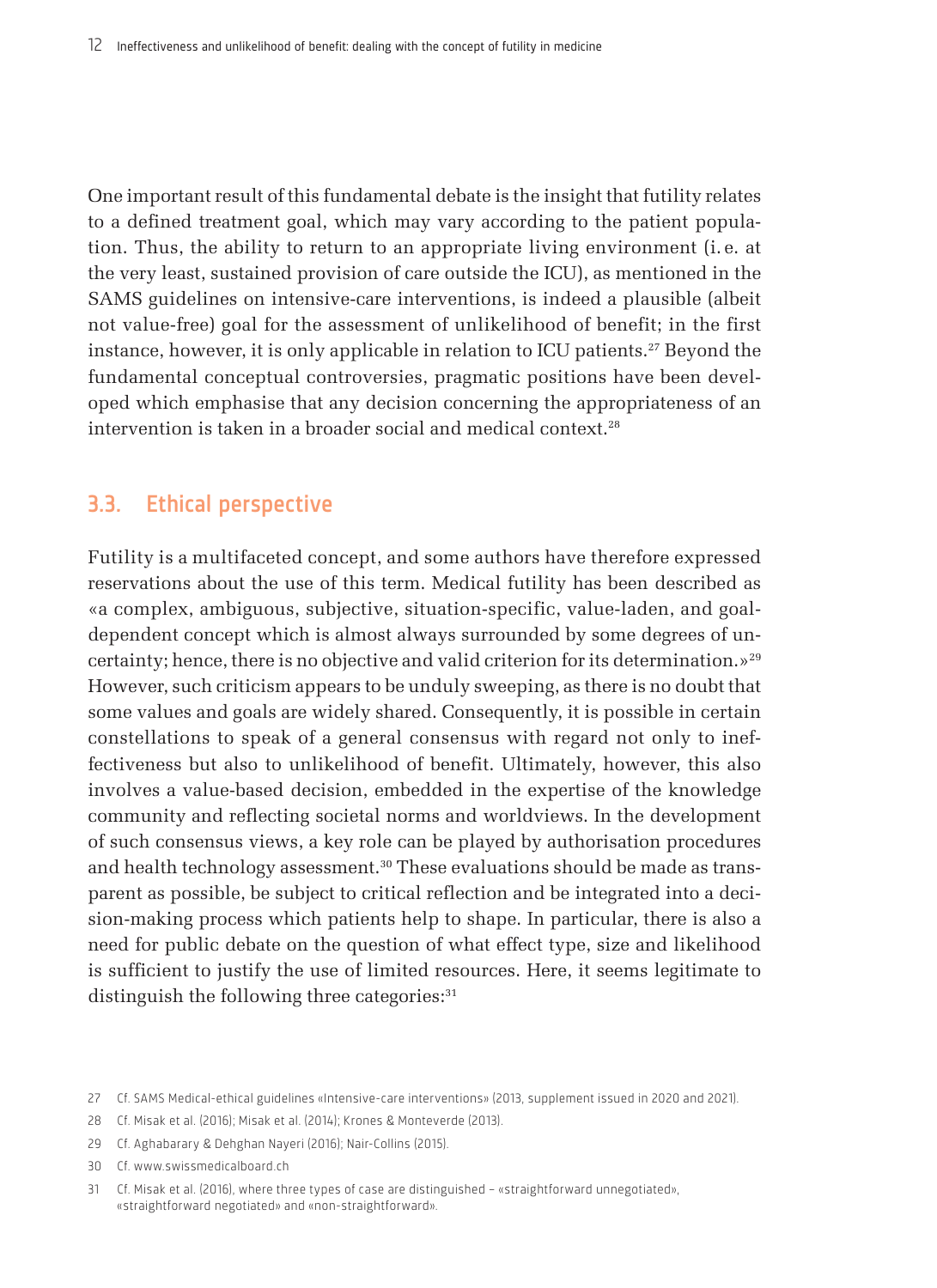One important result of this fundamental debate is the insight that futility relates to a defined treatment goal, which may vary according to the patient population. Thus, the ability to return to an appropriate living environment (i.e. at the very least, sustained provision of care outside the ICU), as mentioned in the SAMS guidelines on intensive-care interventions, is indeed a plausible (albeit not value-free) goal for the assessment of unlikelihood of benefit; in the first instance, however, it is only applicable in relation to ICU patients.[27] Beyond the fundamental conceptual controversies, pragmatic positions have been developed which emphasise that any decision concerning the appropriateness of an intervention is taken in a broader social and medical context.[28]

## 3.3. Ethical perspective

Futility is a multifaceted concept, and some authors have therefore expressed reservations about the use of this term. Medical futility has been described as «a complex, ambiguous, subjective, situation-specific, value-laden, and goal-dependent concept which is almost always surrounded by some degrees of uncertainty; hence, there is no objective and valid criterion for its determination.»[29] However, such criticism appears to be unduly sweeping, as there is no doubt that some values and goals are widely shared. Consequently, it is possible in certain constellations to speak of a general consensus with regard not only to ineffectiveness but also to unlikelihood of benefit. Ultimately, however, this also involves a value-based decision, embedded in the expertise of the knowledge community and reflecting societal norms and worldviews. In the development of such consensus views, a key role can be played by authorisation procedures and health technology assessment.[30] These evaluations should be made as transparent as possible, be subject to critical reflection and be integrated into a decision-making process which patients help to shape. In particular, there is also a need for public debate on the question of what effect type, size and likelihood is sufficient to justify the use of limited resources. Here, it seems legitimate to distinguish the following three categories:[31]

27 Cf. SAMS Medical-ethical guidelines «Intensive-care interventions» (2013, supplement issued in 2020 and 2021).

28 Cf. Misak et al. (2016); Misak et al. (2014); Krones & Monteverde (2013).

29 Cf. Aghabarary & Dehghan Nayeri (2016); Nair-Collins (2015).

30 Cf. www.swissmedicalboard.ch

31 Cf. Misak et al. (2016), where three types of case are distinguished – «straightforward unnegotiated», «straightforward negotiated» and «non-straightforward».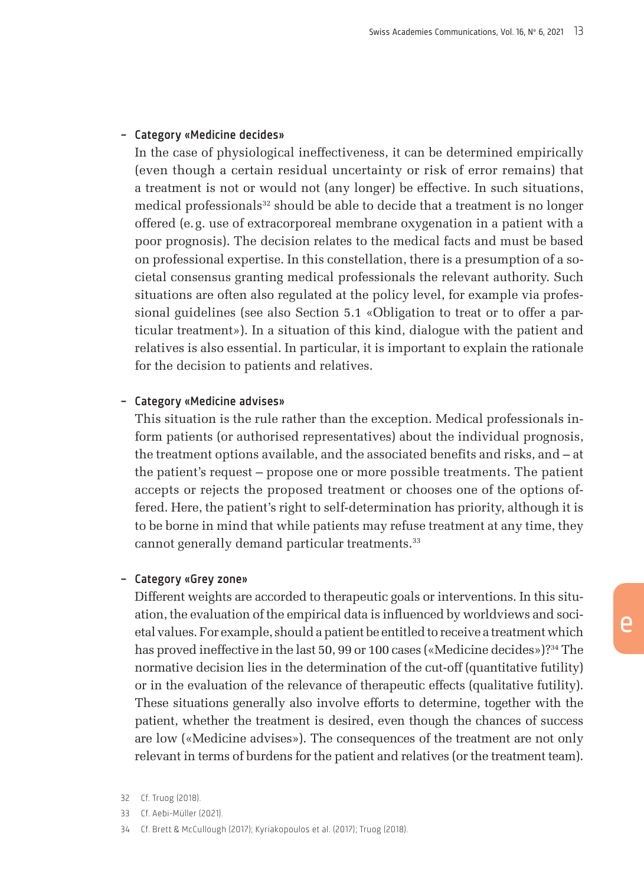- **Category «Medicine decides»**
  In the case of physiological ineffectiveness, it can be determined empirically (even though a certain residual uncertainty or risk of error remains) that a treatment is not or would not (any longer) be effective. In such situations, medical professionals[32] should be able to decide that a treatment is no longer offered (e.g. use of extracorporeal membrane oxygenation in a patient with a poor prognosis). The decision relates to the medical facts and must be based on professional expertise. In this constellation, there is a presumption of a societal consensus granting medical professionals the relevant authority. Such situations are often also regulated at the policy level, for example via professional guidelines (see also Section 5.1 «Obligation to treat or to offer a particular treatment»). In a situation of this kind, dialogue with the patient and relatives is also essential. In particular, it is important to explain the rationale for the decision to patients and relatives.

- **Category «Medicine advises»**
  This situation is the rule rather than the exception. Medical professionals inform patients (or authorised representatives) about the individual prognosis, the treatment options available, and the associated benefits and risks, and – at the patient's request – propose one or more possible treatments. The patient accepts or rejects the proposed treatment or chooses one of the options offered. Here, the patient's right to self-determination has priority, although it is to be borne in mind that while patients may refuse treatment at any time, they cannot generally demand particular treatments.[33]

- **Category «Grey zone»**
  Different weights are accorded to therapeutic goals or interventions. In this situation, the evaluation of the empirical data is influenced by worldviews and societal values. For example, should a patient be entitled to receive a treatment which has proved ineffective in the last 50, 99 or 100 cases («Medicine decides»)?[34] The normative decision lies in the determination of the cut-off (quantitative futility) or in the evaluation of the relevance of therapeutic effects (qualitative futility). These situations generally also involve efforts to determine, together with the patient, whether the treatment is desired, even though the chances of success are low («Medicine advises»). The consequences of the treatment are not only relevant in terms of burdens for the patient and relatives (or the treatment team).

32 Cf. Truog (2018).

33 Cf. Aebi-Müller (2021).

34 Cf. Brett & McCullough (2017); Kyriakopoulos et al. (2017); Truog (2018).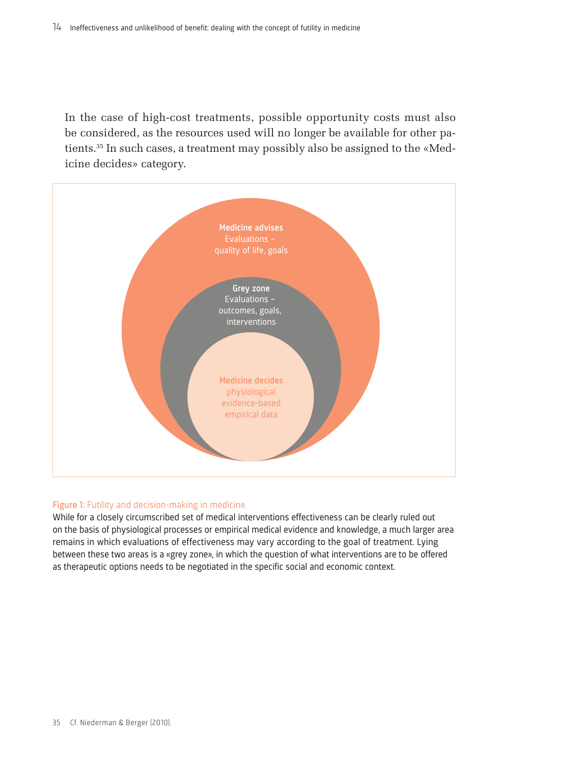In the case of high-cost treatments, possible opportunity costs must also be considered, as the resources used will no longer be available for other patients.[35] In such cases, a treatment may possibly also be assigned to the «Medicine decides» category.

**Medicine advises**
Evaluations –
quality of life, goals

**Grey zone**
Evaluations –
outcomes, goals,
interventions

**Medicine decides**
physiological
evidence-based
empirical data

**Figure 1:** Futility and decision-making in medicine.
While for a closely circumscribed set of medical interventions effectiveness can be clearly ruled out on the basis of physiological processes or empirical medical evidence and knowledge, a much larger area remains in which evaluations of effectiveness may vary according to the goal of treatment. Lying between these two areas is a «grey zone», in which the question of what interventions are to be offered as therapeutic options needs to be negotiated in the specific social and economic context.

35 Cf. Niederman & Berger (2010).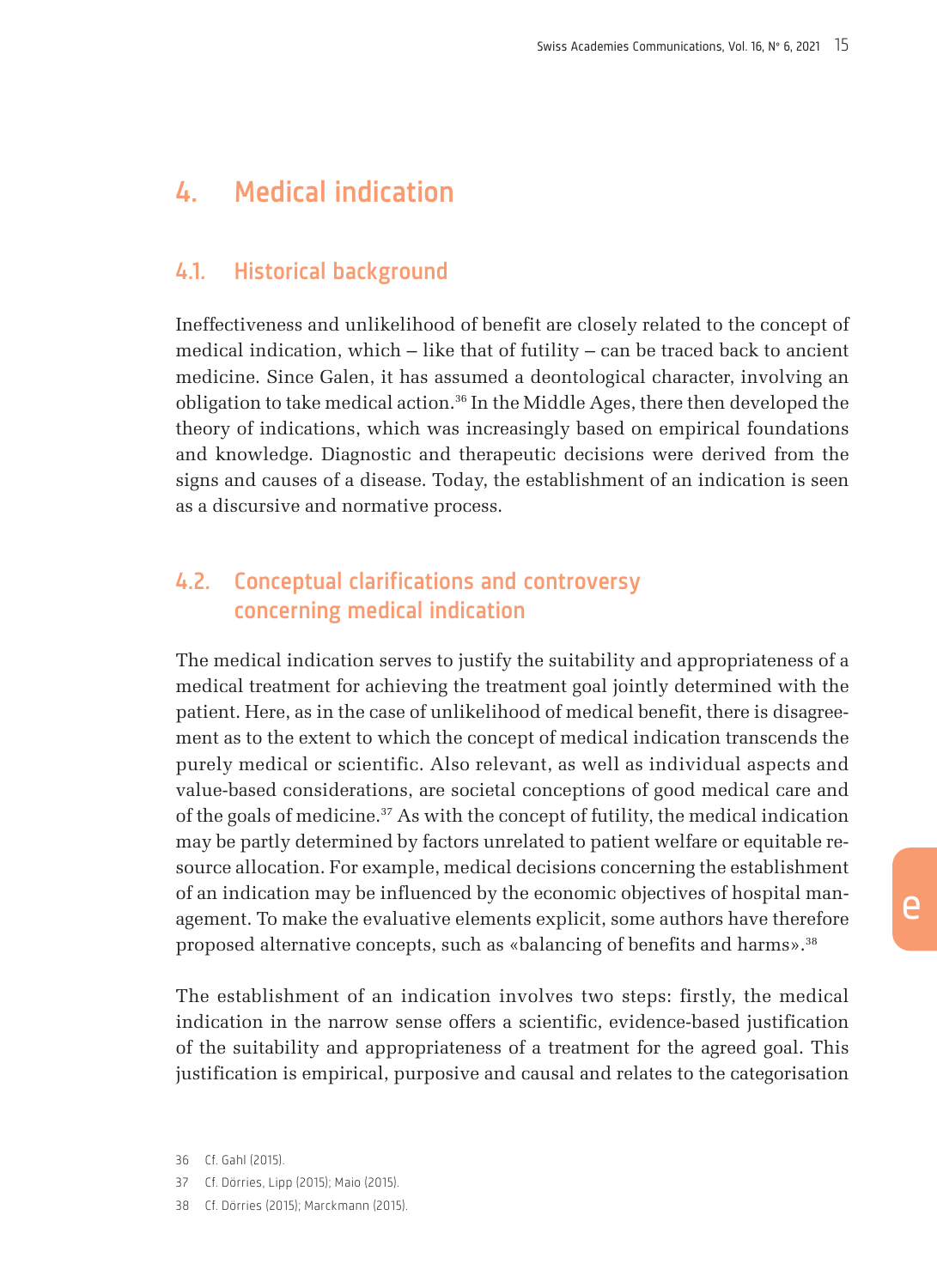# 4. Medical indication

## 4.1. Historical background

Ineffectiveness and unlikelihood of benefit are closely related to the concept of medical indication, which – like that of futility – can be traced back to ancient medicine. Since Galen, it has assumed a deontological character, involving an obligation to take medical action.[36] In the Middle Ages, there then developed the theory of indications, which was increasingly based on empirical foundations and knowledge. Diagnostic and therapeutic decisions were derived from the signs and causes of a disease. Today, the establishment of an indication is seen as a discursive and normative process.

## 4.2. Conceptual clarifications and controversy concerning medical indication

The medical indication serves to justify the suitability and appropriateness of a medical treatment for achieving the treatment goal jointly determined with the patient. Here, as in the case of unlikelihood of medical benefit, there is disagreement as to the extent to which the concept of medical indication transcends the purely medical or scientific. Also relevant, as well as individual aspects and value-based considerations, are societal conceptions of good medical care and of the goals of medicine.[37] As with the concept of futility, the medical indication may be partly determined by factors unrelated to patient welfare or equitable resource allocation. For example, medical decisions concerning the establishment of an indication may be influenced by the economic objectives of hospital management. To make the evaluative elements explicit, some authors have therefore proposed alternative concepts, such as «balancing of benefits and harms».[38]

The establishment of an indication involves two steps: firstly, the medical indication in the narrow sense offers a scientific, evidence-based justification of the suitability and appropriateness of a treatment for the agreed goal. This justification is empirical, purposive and causal and relates to the categorisation

36 Cf. Gahl (2015).

37 Cf. Dörries, Lipp (2015); Maio (2015).

38 Cf. Dörries (2015); Marckmann (2015).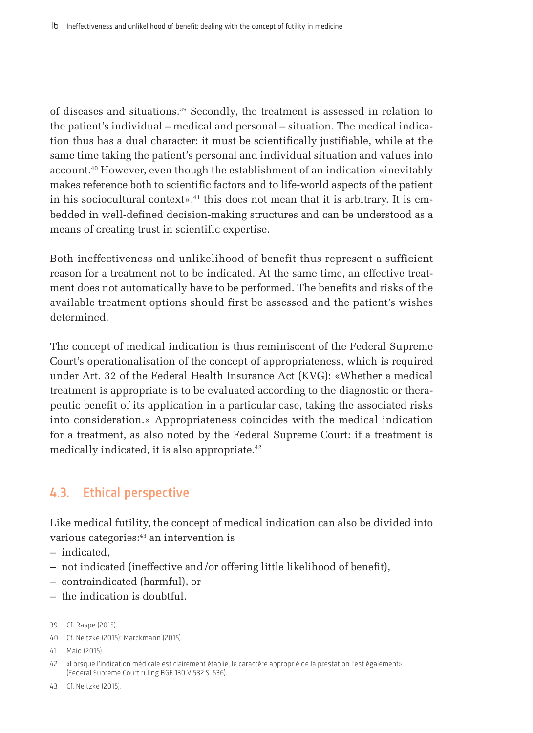of diseases and situations.[39] Secondly, the treatment is assessed in relation to the patient's individual – medical and personal – situation. The medical indication thus has a dual character: it must be scientifically justifiable, while at the same time taking the patient's personal and individual situation and values into account.[40] However, even though the establishment of an indication «inevitably makes reference both to scientific factors and to life-world aspects of the patient in his sociocultural context»,[41] this does not mean that it is arbitrary. It is embedded in well-defined decision-making structures and can be understood as a means of creating trust in scientific expertise.

Both ineffectiveness and unlikelihood of benefit thus represent a sufficient reason for a treatment not to be indicated. At the same time, an effective treatment does not automatically have to be performed. The benefits and risks of the available treatment options should first be assessed and the patient's wishes determined.

The concept of medical indication is thus reminiscent of the Federal Supreme Court's operationalisation of the concept of appropriateness, which is required under Art. 32 of the Federal Health Insurance Act (KVG): «Whether a medical treatment is appropriate is to be evaluated according to the diagnostic or therapeutic benefit of its application in a particular case, taking the associated risks into consideration.» Appropriateness coincides with the medical indication for a treatment, as also noted by the Federal Supreme Court: if a treatment is medically indicated, it is also appropriate.[42]

## 4.3. Ethical perspective

Like medical futility, the concept of medical indication can also be divided into various categories:[43] an intervention is

- indicated,
- not indicated (ineffective and/or offering little likelihood of benefit),
- contraindicated (harmful), or
- the indication is doubtful.

39 Cf. Raspe (2015).

40 Cf. Neitzke (2015); Marckmann (2015).

41 Maio (2015).

42 «Lorsque l'indication médicale est clairement établie, le caractère approprié de la prestation l'est également» (Federal Supreme Court ruling BGE 130 V 532 S. 536).

43 Cf. Neitzke (2015).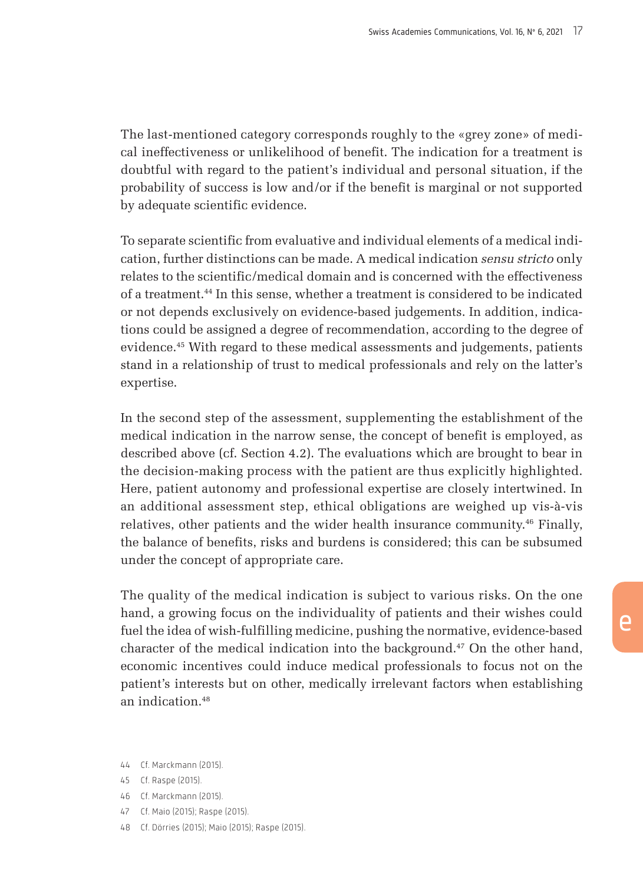The last-mentioned category corresponds roughly to the «grey zone» of medical ineffectiveness or unlikelihood of benefit. The indication for a treatment is doubtful with regard to the patient's individual and personal situation, if the probability of success is low and/or if the benefit is marginal or not supported by adequate scientific evidence.

To separate scientific from evaluative and individual elements of a medical indication, further distinctions can be made. A medical indication *sensu stricto* only relates to the scientific/medical domain and is concerned with the effectiveness of a treatment.[44] In this sense, whether a treatment is considered to be indicated or not depends exclusively on evidence-based judgements. In addition, indications could be assigned a degree of recommendation, according to the degree of evidence.[45] With regard to these medical assessments and judgements, patients stand in a relationship of trust to medical professionals and rely on the latter's expertise.

In the second step of the assessment, supplementing the establishment of the medical indication in the narrow sense, the concept of benefit is employed, as described above (cf. Section 4.2). The evaluations which are brought to bear in the decision-making process with the patient are thus explicitly highlighted. Here, patient autonomy and professional expertise are closely intertwined. In an additional assessment step, ethical obligations are weighed up vis-à-vis relatives, other patients and the wider health insurance community.[46] Finally, the balance of benefits, risks and burdens is considered; this can be subsumed under the concept of appropriate care.

The quality of the medical indication is subject to various risks. On the one hand, a growing focus on the individuality of patients and their wishes could fuel the idea of wish-fulfilling medicine, pushing the normative, evidence-based character of the medical indication into the background.[47] On the other hand, economic incentives could induce medical professionals to focus not on the patient's interests but on other, medically irrelevant factors when establishing an indication.[48]

44 Cf. Marckmann (2015).

45 Cf. Raspe (2015).

46 Cf. Marckmann (2015).

47 Cf. Maio (2015); Raspe (2015).

48 Cf. Dörries (2015); Maio (2015); Raspe (2015).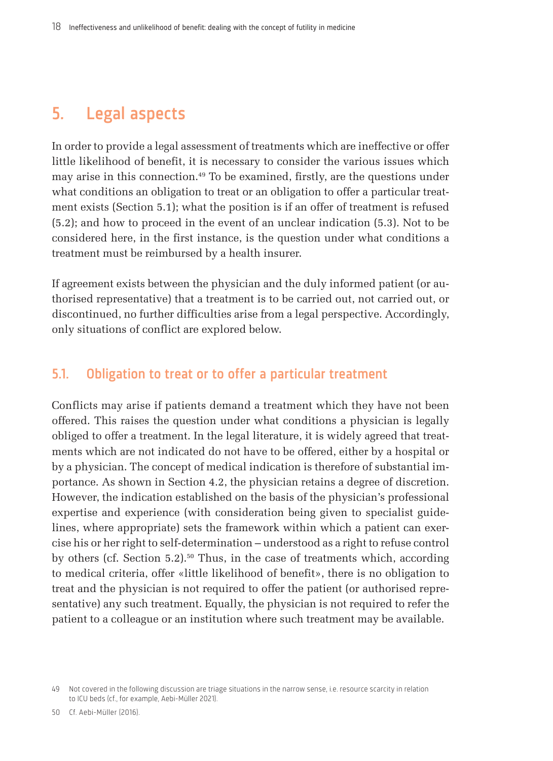# 5. Legal aspects

In order to provide a legal assessment of treatments which are ineffective or offer little likelihood of benefit, it is necessary to consider the various issues which may arise in this connection.[49] To be examined, firstly, are the questions under what conditions an obligation to treat or an obligation to offer a particular treatment exists (Section 5.1); what the position is if an offer of treatment is refused (5.2); and how to proceed in the event of an unclear indication (5.3). Not to be considered here, in the first instance, is the question under what conditions a treatment must be reimbursed by a health insurer.

If agreement exists between the physician and the duly informed patient (or authorised representative) that a treatment is to be carried out, not carried out, or discontinued, no further difficulties arise from a legal perspective. Accordingly, only situations of conflict are explored below.

## 5.1. Obligation to treat or to offer a particular treatment

Conflicts may arise if patients demand a treatment which they have not been offered. This raises the question under what conditions a physician is legally obliged to offer a treatment. In the legal literature, it is widely agreed that treatments which are not indicated do not have to be offered, either by a hospital or by a physician. The concept of medical indication is therefore of substantial importance. As shown in Section 4.2, the physician retains a degree of discretion. However, the indication established on the basis of the physician's professional expertise and experience (with consideration being given to specialist guidelines, where appropriate) sets the framework within which a patient can exercise his or her right to self-determination – understood as a right to refuse control by others (cf. Section 5.2).[50] Thus, in the case of treatments which, according to medical criteria, offer «little likelihood of benefit», there is no obligation to treat and the physician is not required to offer the patient (or authorised representative) any such treatment. Equally, the physician is not required to refer the patient to a colleague or an institution where such treatment may be available.

49 Not covered in the following discussion are triage situations in the narrow sense, i.e. resource scarcity in relation to ICU beds (cf., for example, Aebi-Müller 2021).

50 Cf. Aebi-Müller (2016).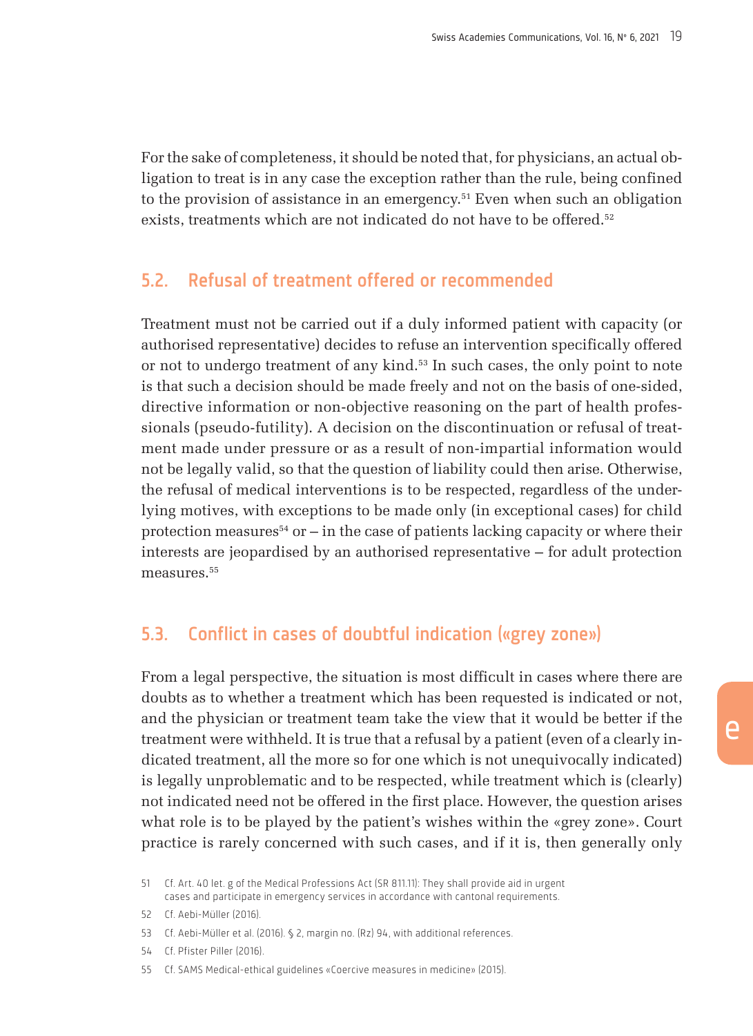For the sake of completeness, it should be noted that, for physicians, an actual obligation to treat is in any case the exception rather than the rule, being confined to the provision of assistance in an emergency.[51] Even when such an obligation exists, treatments which are not indicated do not have to be offered.[52]

## 5.2. Refusal of treatment offered or recommended

Treatment must not be carried out if a duly informed patient with capacity (or authorised representative) decides to refuse an intervention specifically offered or not to undergo treatment of any kind.[53] In such cases, the only point to note is that such a decision should be made freely and not on the basis of one-sided, directive information or non-objective reasoning on the part of health professionals (pseudo-futility). A decision on the discontinuation or refusal of treatment made under pressure or as a result of non-impartial information would not be legally valid, so that the question of liability could then arise. Otherwise, the refusal of medical interventions is to be respected, regardless of the underlying motives, with exceptions to be made only (in exceptional cases) for child protection measures[54] or – in the case of patients lacking capacity or where their interests are jeopardised by an authorised representative – for adult protection measures.[55]

## 5.3. Conflict in cases of doubtful indication («grey zone»)

From a legal perspective, the situation is most difficult in cases where there are doubts as to whether a treatment which has been requested is indicated or not, and the physician or treatment team take the view that it would be better if the treatment were withheld. It is true that a refusal by a patient (even of a clearly indicated treatment, all the more so for one which is not unequivocally indicated) is legally unproblematic and to be respected, while treatment which is (clearly) not indicated need not be offered in the first place. However, the question arises what role is to be played by the patient's wishes within the «grey zone». Court practice is rarely concerned with such cases, and if it is, then generally only

51 Cf. Art. 40 let. g of the Medical Professions Act (SR 811.11): They shall provide aid in urgent cases and participate in emergency services in accordance with cantonal requirements.

52 Cf. Aebi-Müller (2016).

53 Cf. Aebi-Müller et al. (2016). § 2, margin no. (Rz) 94, with additional references.

54 Cf. Pfister Piller (2016).

55 Cf. SAMS Medical-ethical guidelines «Coercive measures in medicine» (2015).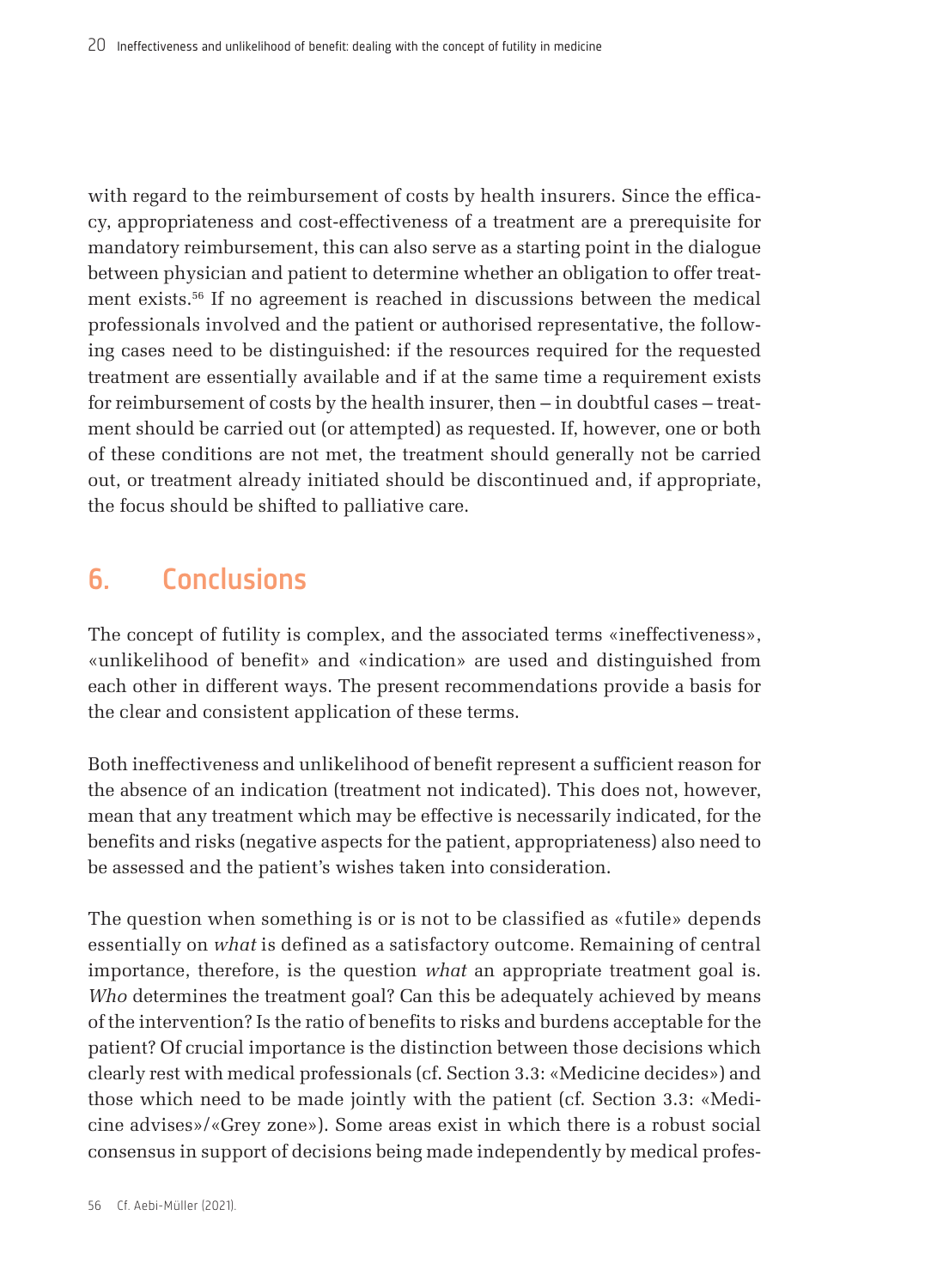with regard to the reimbursement of costs by health insurers. Since the efficacy, appropriateness and cost-effectiveness of a treatment are a prerequisite for mandatory reimbursement, this can also serve as a starting point in the dialogue between physician and patient to determine whether an obligation to offer treatment exists.[56] If no agreement is reached in discussions between the medical professionals involved and the patient or authorised representative, the following cases need to be distinguished: if the resources required for the requested treatment are essentially available and if at the same time a requirement exists for reimbursement of costs by the health insurer, then – in doubtful cases – treatment should be carried out (or attempted) as requested. If, however, one or both of these conditions are not met, the treatment should generally not be carried out, or treatment already initiated should be discontinued and, if appropriate, the focus should be shifted to palliative care.

## 6. Conclusions

The concept of futility is complex, and the associated terms «ineffectiveness», «unlikelihood of benefit» and «indication» are used and distinguished from each other in different ways. The present recommendations provide a basis for the clear and consistent application of these terms.

Both ineffectiveness and unlikelihood of benefit represent a sufficient reason for the absence of an indication (treatment not indicated). This does not, however, mean that any treatment which may be effective is necessarily indicated, for the benefits and risks (negative aspects for the patient, appropriateness) also need to be assessed and the patient's wishes taken into consideration.

The question when something is or is not to be classified as «futile» depends essentially on *what* is defined as a satisfactory outcome. Remaining of central importance, therefore, is the question *what* an appropriate treatment goal is. *Who* determines the treatment goal? Can this be adequately achieved by means of the intervention? Is the ratio of benefits to risks and burdens acceptable for the patient? Of crucial importance is the distinction between those decisions which clearly rest with medical professionals (cf. Section 3.3: «Medicine decides») and those which need to be made jointly with the patient (cf. Section 3.3: «Medicine advises»/«Grey zone»). Some areas exist in which there is a robust social consensus in support of decisions being made independently by medical profes-

56 Cf. Aebi-Müller (2021).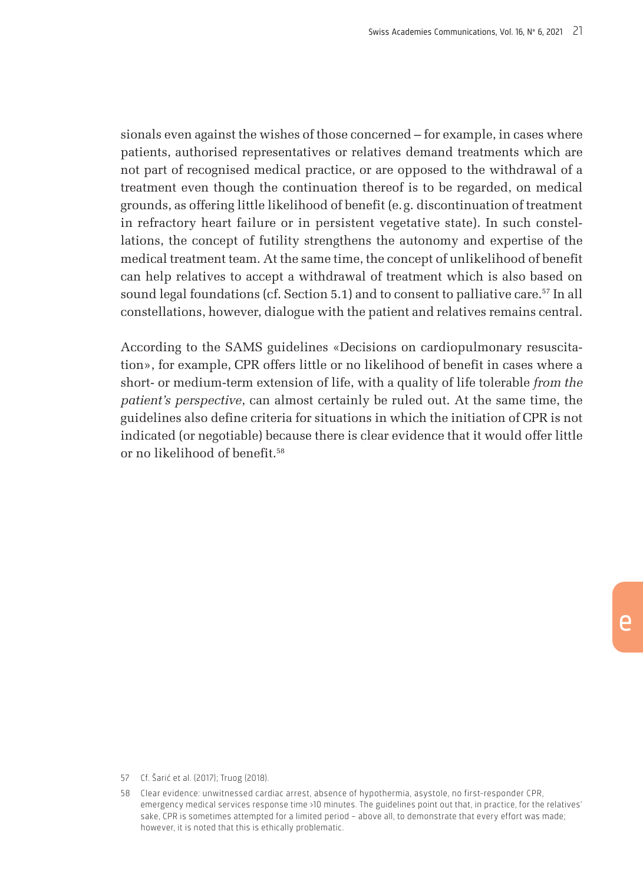sionals even against the wishes of those concerned – for example, in cases where patients, authorised representatives or relatives demand treatments which are not part of recognised medical practice, or are opposed to the withdrawal of a treatment even though the continuation thereof is to be regarded, on medical grounds, as offering little likelihood of benefit (e.g. discontinuation of treatment in refractory heart failure or in persistent vegetative state). In such constellations, the concept of futility strengthens the autonomy and expertise of the medical treatment team. At the same time, the concept of unlikelihood of benefit can help relatives to accept a withdrawal of treatment which is also based on sound legal foundations (cf. Section 5.1) and to consent to palliative care.[57] In all constellations, however, dialogue with the patient and relatives remains central.

According to the SAMS guidelines «Decisions on cardiopulmonary resuscitation», for example, CPR offers little or no likelihood of benefit in cases where a short- or medium-term extension of life, with a quality of life tolerable *from the patient's perspective*, can almost certainly be ruled out. At the same time, the guidelines also define criteria for situations in which the initiation of CPR is not indicated (or negotiable) because there is clear evidence that it would offer little or no likelihood of benefit.[58]

57 Cf. Šarić et al. (2017); Truog (2018).

58 Clear evidence: unwitnessed cardiac arrest, absence of hypothermia, asystole, no first-responder CPR, emergency medical services response time >10 minutes. The guidelines point out that, in practice, for the relatives' sake, CPR is sometimes attempted for a limited period – above all, to demonstrate that every effort was made; however, it is noted that this is ethically problematic.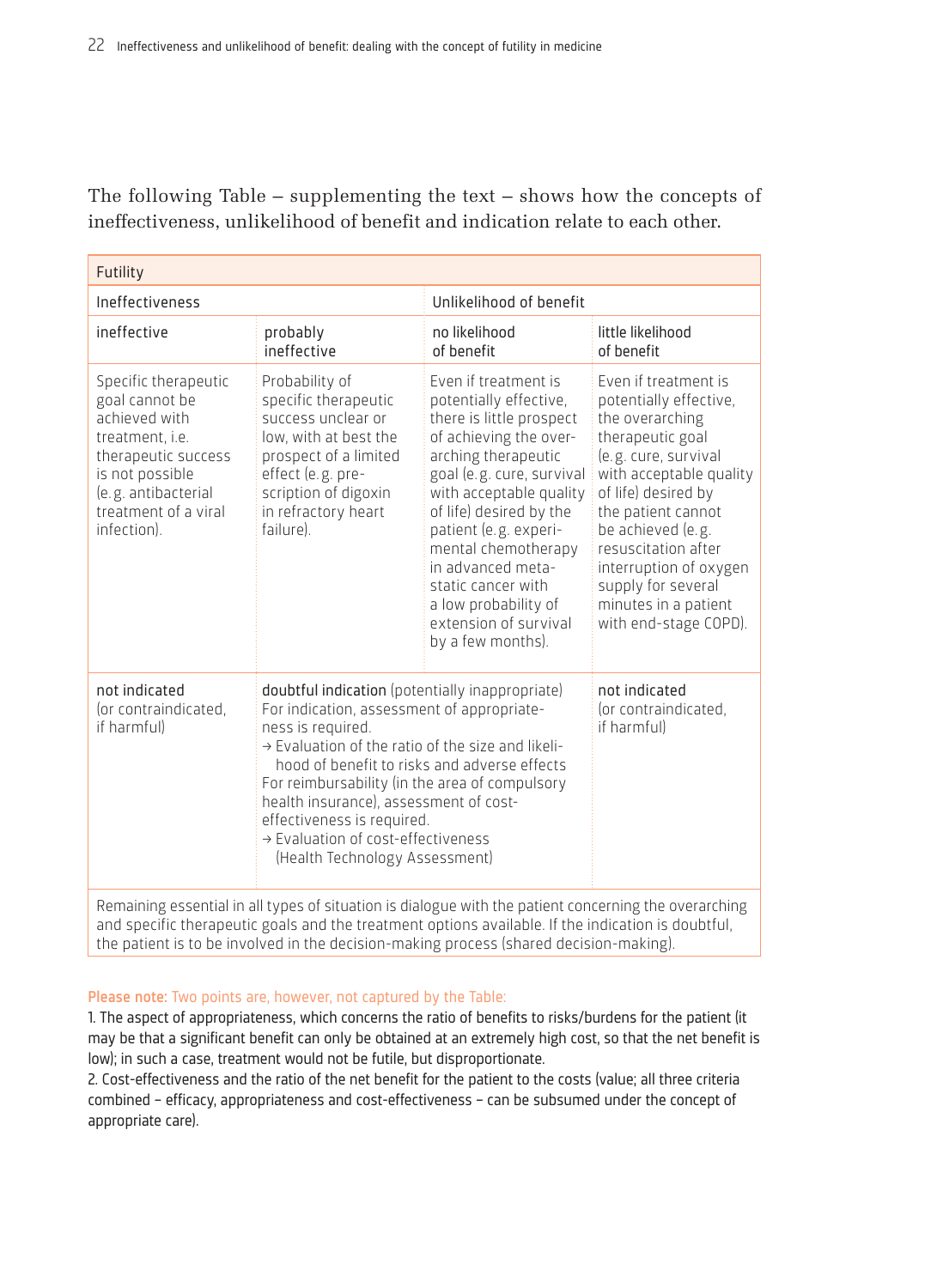The following Table – supplementing the text – shows how the concepts of ineffectiveness, unlikelihood of benefit and indication relate to each other.

| Futility | | | |
|---|---|---|---|
| Ineffectiveness | | Unlikelihood of benefit | |
| ineffective | probably ineffective | no likelihood of benefit | little likelihood of benefit |
| Specific therapeutic goal cannot be achieved with treatment, i.e. therapeutic success is not possible (e.g. antibacterial treatment of a viral infection). | Probability of specific therapeutic success unclear or low, with at best the prospect of a limited effect (e.g. prescription of digoxin in refractory heart failure). | Even if treatment is potentially effective, there is little prospect of achieving the overarching therapeutic goal (e.g. cure, survival with acceptable quality of life) desired by the patient (e.g. experimental chemotherapy in advanced metastatic cancer with a low probability of extension of survival by a few months). | Even if treatment is potentially effective, the overarching therapeutic goal (e.g. cure, survival with acceptable quality of life) desired by the patient cannot be achieved (e.g. resuscitation after interruption of oxygen supply for several minutes in a patient with end-stage COPD). |
| not indicated (or contraindicated, if harmful) | doubtful indication (potentially inappropriate) For indication, assessment of appropriateness is required. → Evaluation of the ratio of the size and likelihood of benefit to risks and adverse effects For reimbursability (in the area of compulsory health insurance), assessment of cost-effectiveness is required. → Evaluation of cost-effectiveness (Health Technology Assessment) | | not indicated (or contraindicated, if harmful) |
| Remaining essential in all types of situation is dialogue with the patient concerning the overarching and specific therapeutic goals and the treatment options available. If the indication is doubtful, the patient is to be involved in the decision-making process (shared decision-making). | | | |

**Please note:** Two points are, however, not captured by the Table:

1. The aspect of appropriateness, which concerns the ratio of benefits to risks/burdens for the patient (it may be that a significant benefit can only be obtained at an extremely high cost, so that the net benefit is low); in such a case, treatment would not be futile, but disproportionate.
2. Cost-effectiveness and the ratio of the net benefit for the patient to the costs (value; all three criteria combined – efficacy, appropriateness and cost-effectiveness – can be subsumed under the concept of appropriate care).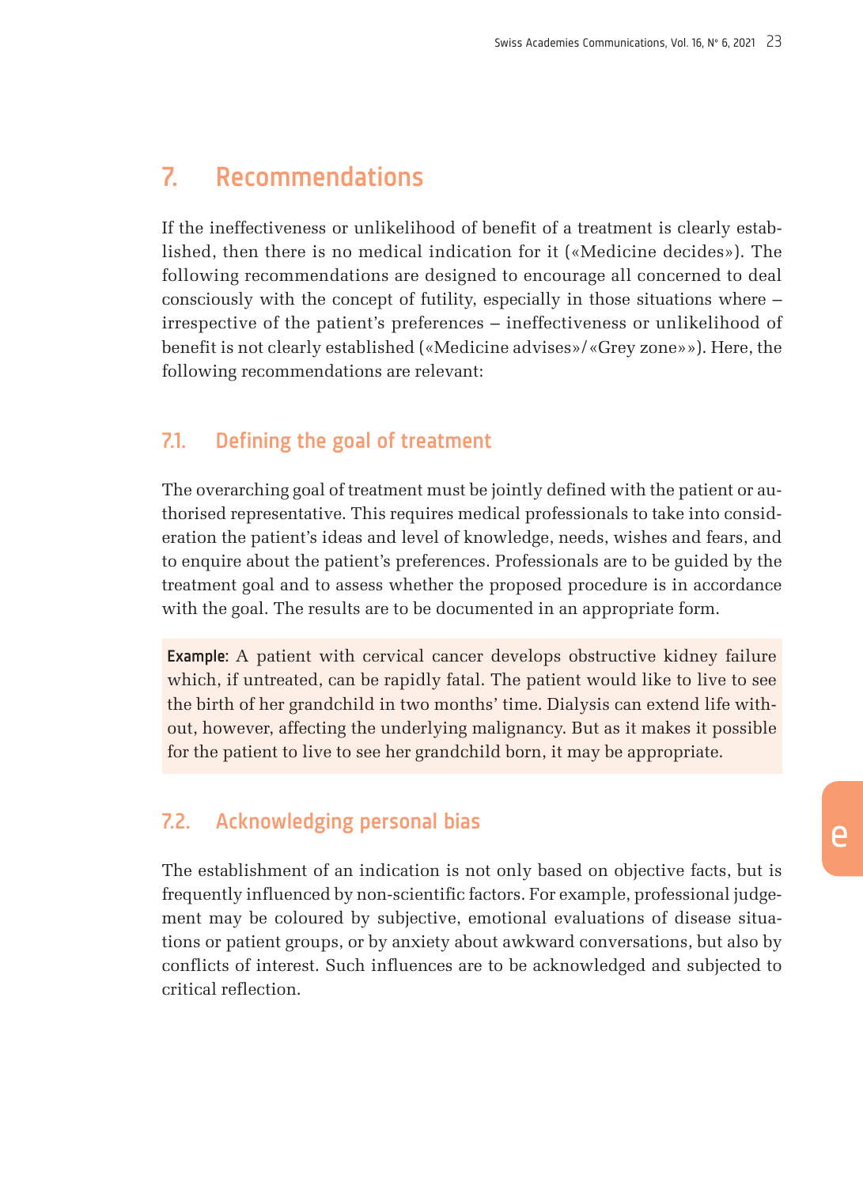# 7. Recommendations

If the ineffectiveness or unlikelihood of benefit of a treatment is clearly established, then there is no medical indication for it («Medicine decides»). The following recommendations are designed to encourage all concerned to deal consciously with the concept of futility, especially in those situations where – irrespective of the patient's preferences – ineffectiveness or unlikelihood of benefit is not clearly established («Medicine advises»/«Grey zone»»). Here, the following recommendations are relevant:

## 7.1. Defining the goal of treatment

The overarching goal of treatment must be jointly defined with the patient or authorised representative. This requires medical professionals to take into consideration the patient's ideas and level of knowledge, needs, wishes and fears, and to enquire about the patient's preferences. Professionals are to be guided by the treatment goal and to assess whether the proposed procedure is in accordance with the goal. The results are to be documented in an appropriate form.

**Example:** A patient with cervical cancer develops obstructive kidney failure which, if untreated, can be rapidly fatal. The patient would like to live to see the birth of her grandchild in two months' time. Dialysis can extend life without, however, affecting the underlying malignancy. But as it makes it possible for the patient to live to see her grandchild born, it may be appropriate.

## 7.2. Acknowledging personal bias

The establishment of an indication is not only based on objective facts, but is frequently influenced by non-scientific factors. For example, professional judgement may be coloured by subjective, emotional evaluations of disease situations or patient groups, or by anxiety about awkward conversations, but also by conflicts of interest. Such influences are to be acknowledged and subjected to critical reflection.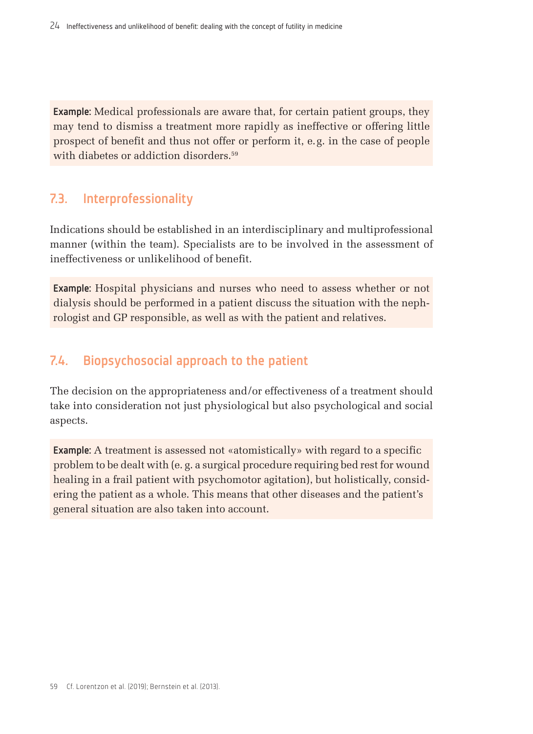**Example:** Medical professionals are aware that, for certain patient groups, they may tend to dismiss a treatment more rapidly as ineffective or offering little prospect of benefit and thus not offer or perform it, e.g. in the case of people with diabetes or addiction disorders.[59]

## 7.3. Interprofessionality

Indications should be established in an interdisciplinary and multiprofessional manner (within the team). Specialists are to be involved in the assessment of ineffectiveness or unlikelihood of benefit.

**Example:** Hospital physicians and nurses who need to assess whether or not dialysis should be performed in a patient discuss the situation with the nephrologist and GP responsible, as well as with the patient and relatives.

## 7.4. Biopsychosocial approach to the patient

The decision on the appropriateness and/or effectiveness of a treatment should take into consideration not just physiological but also psychological and social aspects.

**Example:** A treatment is assessed not «atomistically» with regard to a specific problem to be dealt with (e. g. a surgical procedure requiring bed rest for wound healing in a frail patient with psychomotor agitation), but holistically, considering the patient as a whole. This means that other diseases and the patient's general situation are also taken into account.

59 Cf. Lorentzon et al. (2019); Bernstein et al. (2013).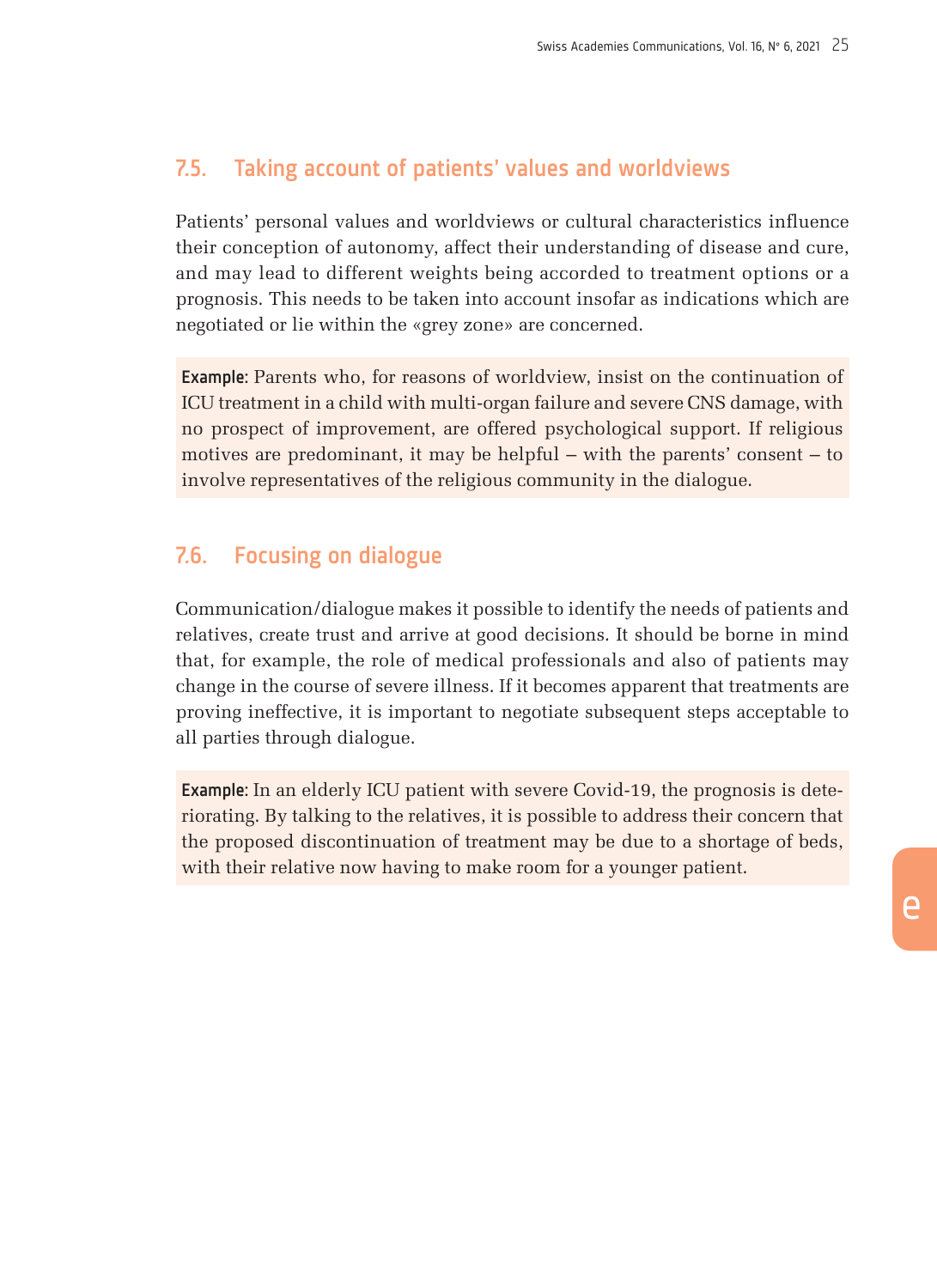## 7.5. Taking account of patients' values and worldviews

Patients' personal values and worldviews or cultural characteristics influence their conception of autonomy, affect their understanding of disease and cure, and may lead to different weights being accorded to treatment options or a prognosis. This needs to be taken into account insofar as indications which are negotiated or lie within the «grey zone» are concerned.

**Example:** Parents who, for reasons of worldview, insist on the continuation of ICU treatment in a child with multi-organ failure and severe CNS damage, with no prospect of improvement, are offered psychological support. If religious motives are predominant, it may be helpful – with the parents' consent – to involve representatives of the religious community in the dialogue.

## 7.6. Focusing on dialogue

Communication/dialogue makes it possible to identify the needs of patients and relatives, create trust and arrive at good decisions. It should be borne in mind that, for example, the role of medical professionals and also of patients may change in the course of severe illness. If it becomes apparent that treatments are proving ineffective, it is important to negotiate subsequent steps acceptable to all parties through dialogue.

**Example:** In an elderly ICU patient with severe Covid-19, the prognosis is deteriorating. By talking to the relatives, it is possible to address their concern that the proposed discontinuation of treatment may be due to a shortage of beds, with their relative now having to make room for a younger patient.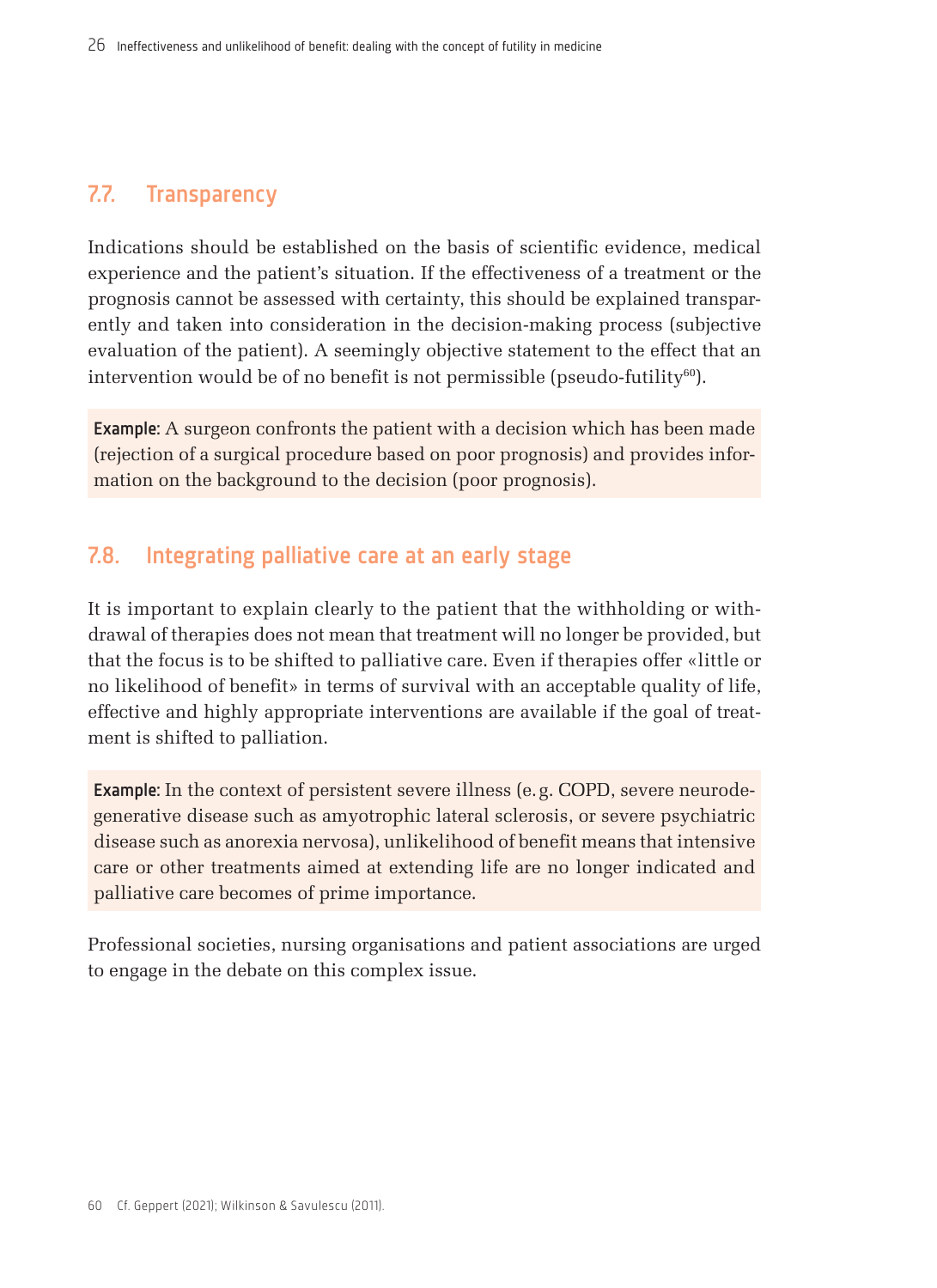## 7.7. Transparency

Indications should be established on the basis of scientific evidence, medical experience and the patient's situation. If the effectiveness of a treatment or the prognosis cannot be assessed with certainty, this should be explained transparently and taken into consideration in the decision-making process (subjective evaluation of the patient). A seemingly objective statement to the effect that an intervention would be of no benefit is not permissible (pseudo-futility[60]).

**Example:** A surgeon confronts the patient with a decision which has been made (rejection of a surgical procedure based on poor prognosis) and provides information on the background to the decision (poor prognosis).

## 7.8. Integrating palliative care at an early stage

It is important to explain clearly to the patient that the withholding or withdrawal of therapies does not mean that treatment will no longer be provided, but that the focus is to be shifted to palliative care. Even if therapies offer «little or no likelihood of benefit» in terms of survival with an acceptable quality of life, effective and highly appropriate interventions are available if the goal of treatment is shifted to palliation.

**Example:** In the context of persistent severe illness (e.g. COPD, severe neurodegenerative disease such as amyotrophic lateral sclerosis, or severe psychiatric disease such as anorexia nervosa), unlikelihood of benefit means that intensive care or other treatments aimed at extending life are no longer indicated and palliative care becomes of prime importance.

Professional societies, nursing organisations and patient associations are urged to engage in the debate on this complex issue.

60 Cf. Geppert (2021); Wilkinson & Savulescu (2011).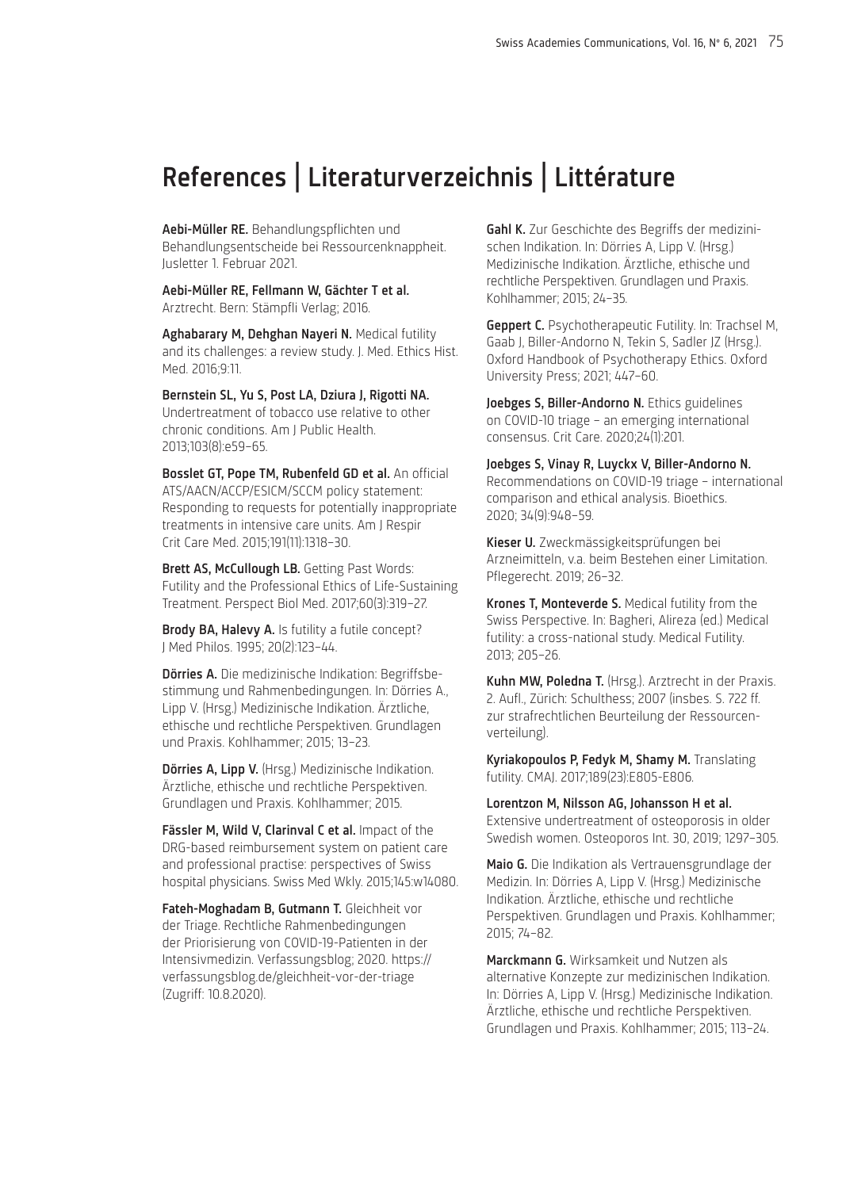# References | Literaturverzeichnis | Littérature

**Aebi-Müller RE.** Behandlungspflichten und Behandlungsentscheide bei Ressourcenknappheit. Jusletter 1. Februar 2021.

**Aebi-Müller RE, Fellmann W, Gächter T et al.** Arztrecht. Bern: Stämpfli Verlag; 2016.

**Aghabarary M, Dehghan Nayeri N.** Medical futility and its challenges: a review study. J. Med. Ethics Hist. Med. 2016;9:11.

**Bernstein SL, Yu S, Post LA, Dziura J, Rigotti NA.** Undertreatment of tobacco use relative to other chronic conditions. Am J Public Health. 2013;103(8):e59–65.

**Bosslet GT, Pope TM, Rubenfeld GD et al.** An official ATS/AACN/ACCP/ESICM/SCCM policy statement: Responding to requests for potentially inappropriate treatments in intensive care units. Am J Respir Crit Care Med. 2015;191(11):1318–30.

**Brett AS, McCullough LB.** Getting Past Words: Futility and the Professional Ethics of Life-Sustaining Treatment. Perspect Biol Med. 2017;60(3):319–27.

**Brody BA, Halevy A.** Is futility a futile concept? J Med Philos. 1995; 20(2):123–44.

**Dörries A.** Die medizinische Indikation: Begriffsbestimmung und Rahmenbedingungen. In: Dörries A., Lipp V. (Hrsg.) Medizinische Indikation. Ärztliche, ethische und rechtliche Perspektiven. Grundlagen und Praxis. Kohlhammer; 2015; 13–23.

**Dörries A, Lipp V.** (Hrsg.) Medizinische Indikation. Ärztliche, ethische und rechtliche Perspektiven. Grundlagen und Praxis. Kohlhammer; 2015.

**Fässler M, Wild V, Clarinval C et al.** Impact of the DRG-based reimbursement system on patient care and professional practise: perspectives of Swiss hospital physicians. Swiss Med Wkly. 2015;145:w14080.

**Fateh-Moghadam B, Gutmann T.** Gleichheit vor der Triage. Rechtliche Rahmenbedingungen der Priorisierung von COVID-19-Patienten in der Intensivmedizin. Verfassungsblog; 2020. https://verfassungsblog.de/gleichheit-vor-der-triage (Zugriff: 10.8.2020).

**Gahl K.** Zur Geschichte des Begriffs der medizinischen Indikation. In: Dörries A, Lipp V. (Hrsg.) Medizinische Indikation. Ärztliche, ethische und rechtliche Perspektiven. Grundlagen und Praxis. Kohlhammer; 2015; 24–35.

**Geppert C.** Psychotherapeutic Futility. In: Trachsel M, Gaab J, Biller-Andorno N, Tekin S, Sadler JZ (Hrsg.). Oxford Handbook of Psychotherapy Ethics. Oxford University Press; 2021; 447–60.

**Joebges S, Biller-Andorno N.** Ethics guidelines on COVID-10 triage – an emerging international consensus. Crit Care. 2020;24(1):201.

**Joebges S, Vinay R, Luyckx V, Biller-Andorno N.** Recommendations on COVID-19 triage – international comparison and ethical analysis. Bioethics. 2020; 34(9):948–59.

**Kieser U.** Zweckmässigkeitsprüfungen bei Arzneimitteln, v.a. beim Bestehen einer Limitation. Pflegerecht. 2019; 26–32.

**Krones T, Monteverde S.** Medical futility from the Swiss Perspective. In: Bagheri, Alireza (ed.) Medical futility: a cross-national study. Medical Futility. 2013; 205–26.

**Kuhn MW, Poledna T.** (Hrsg.). Arztrecht in der Praxis. 2. Aufl., Zürich: Schulthess; 2007 (insbes. S. 722 ff. zur strafrechtlichen Beurteilung der Ressourcenverteilung).

**Kyriakopoulos P, Fedyk M, Shamy M.** Translating futility. CMAJ. 2017;189(23):E805-E806.

**Lorentzon M, Nilsson AG, Johansson H et al.** Extensive undertreatment of osteoporosis in older Swedish women. Osteoporos Int. 30, 2019; 1297–305.

**Maio G.** Die Indikation als Vertrauensgrundlage der Medizin. In: Dörries A, Lipp V. (Hrsg.) Medizinische Indikation. Ärztliche, ethische und rechtliche Perspektiven. Grundlagen und Praxis. Kohlhammer; 2015; 74–82.

**Marckmann G.** Wirksamkeit und Nutzen als alternative Konzepte zur medizinischen Indikation. In: Dörries A, Lipp V. (Hrsg.) Medizinische Indikation. Ärztliche, ethische und rechtliche Perspektiven. Grundlagen und Praxis. Kohlhammer; 2015; 113–24.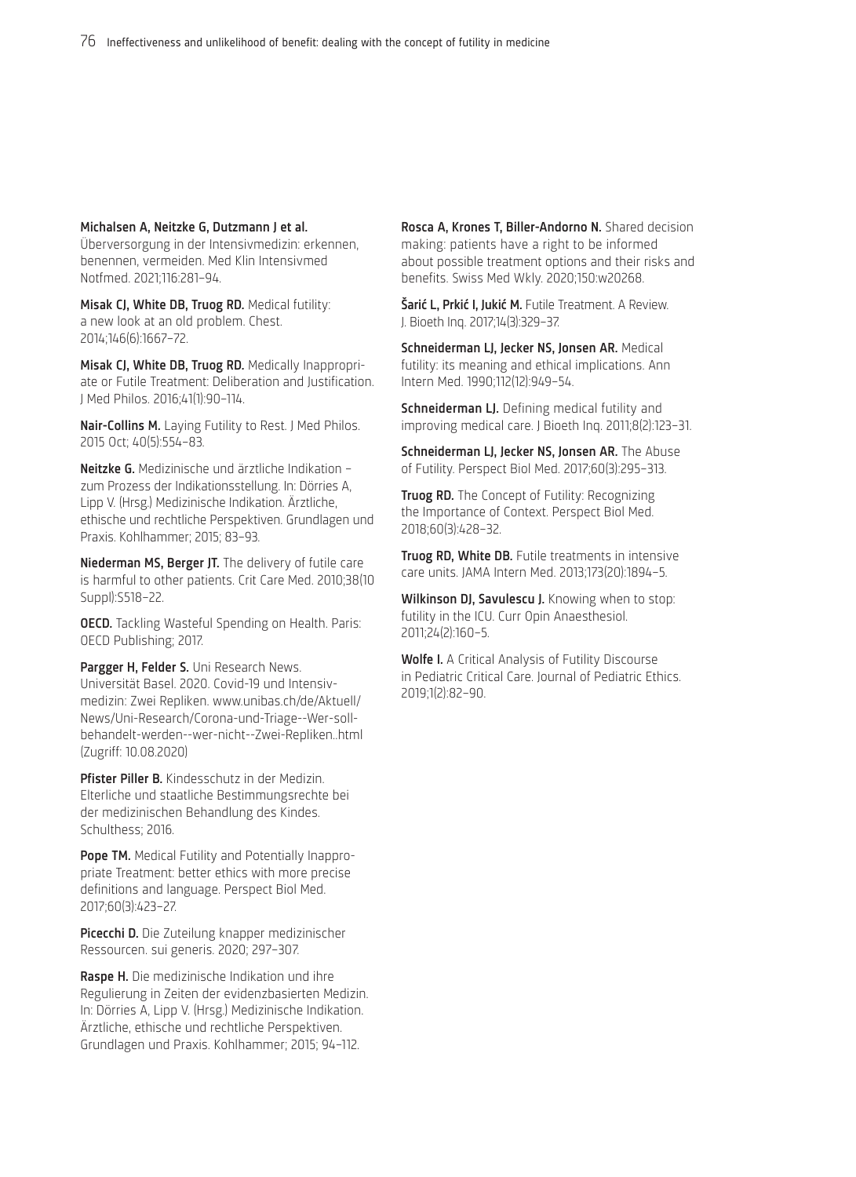**Michalsen A, Neitzke G, Dutzmann J et al.** Überversorgung in der Intensivmedizin: erkennen, benennen, vermeiden. Med Klin Intensivmed Notfmed. 2021;116:281–94.

**Misak CJ, White DB, Truog RD.** Medical futility: a new look at an old problem. Chest. 2014;146(6):1667–72.

**Misak CJ, White DB, Truog RD.** Medically Inappropriate or Futile Treatment: Deliberation and Justification. J Med Philos. 2016;41(1):90–114.

**Nair-Collins M.** Laying Futility to Rest. J Med Philos. 2015 Oct; 40(5):554–83.

**Neitzke G.** Medizinische und ärztliche Indikation – zum Prozess der Indikationsstellung. In: Dörries A, Lipp V. (Hrsg.) Medizinische Indikation. Ärztliche, ethische und rechtliche Perspektiven. Grundlagen und Praxis. Kohlhammer; 2015; 83–93.

**Niederman MS, Berger JT.** The delivery of futile care is harmful to other patients. Crit Care Med. 2010;38(10 Suppl):S518–22.

**OECD.** Tackling Wasteful Spending on Health. Paris: OECD Publishing; 2017.

**Pargger H, Felder S.** Uni Research News. Universität Basel. 2020. Covid-19 und Intensivmedizin: Zwei Repliken. www.unibas.ch/de/Aktuell/News/Uni-Research/Corona-und-Triage--Wer-soll-behandelt-werden--wer-nicht--Zwei-Repliken..html (Zugriff: 10.08.2020)

**Pfister Piller B.** Kindesschutz in der Medizin. Elterliche und staatliche Bestimmungsrechte bei der medizinischen Behandlung des Kindes. Schulthess; 2016.

**Pope TM.** Medical Futility and Potentially Inappropriate Treatment: better ethics with more precise definitions and language. Perspect Biol Med. 2017;60(3):423–27.

**Picecchi D.** Die Zuteilung knapper medizinischer Ressourcen. sui generis. 2020; 297–307.

**Raspe H.** Die medizinische Indikation und ihre Regulierung in Zeiten der evidenzbasierten Medizin. In: Dörries A, Lipp V. (Hrsg.) Medizinische Indikation. Ärztliche, ethische und rechtliche Perspektiven. Grundlagen und Praxis. Kohlhammer; 2015; 94–112.

**Rosca A, Krones T, Biller-Andorno N.** Shared decision making: patients have a right to be informed about possible treatment options and their risks and benefits. Swiss Med Wkly. 2020;150:w20268.

**Šarić L, Prkić I, Jukić M.** Futile Treatment. A Review. J. Bioeth Inq. 2017;14(3):329–37.

**Schneiderman LJ, Jecker NS, Jonsen AR.** Medical futility: its meaning and ethical implications. Ann Intern Med. 1990;112(12):949–54.

**Schneiderman LJ.** Defining medical futility and improving medical care. J Bioeth Inq. 2011;8(2):123–31.

**Schneiderman LJ, Jecker NS, Jonsen AR.** The Abuse of Futility. Perspect Biol Med. 2017;60(3):295–313.

**Truog RD.** The Concept of Futility: Recognizing the Importance of Context. Perspect Biol Med. 2018;60(3):428–32.

**Truog RD, White DB.** Futile treatments in intensive care units. JAMA Intern Med. 2013;173(20):1894–5.

**Wilkinson DJ, Savulescu J.** Knowing when to stop: futility in the ICU. Curr Opin Anaesthesiol. 2011;24(2):160–5.

**Wolfe I.** A Critical Analysis of Futility Discourse in Pediatric Critical Care. Journal of Pediatric Ethics. 2019;1(2):82–90.